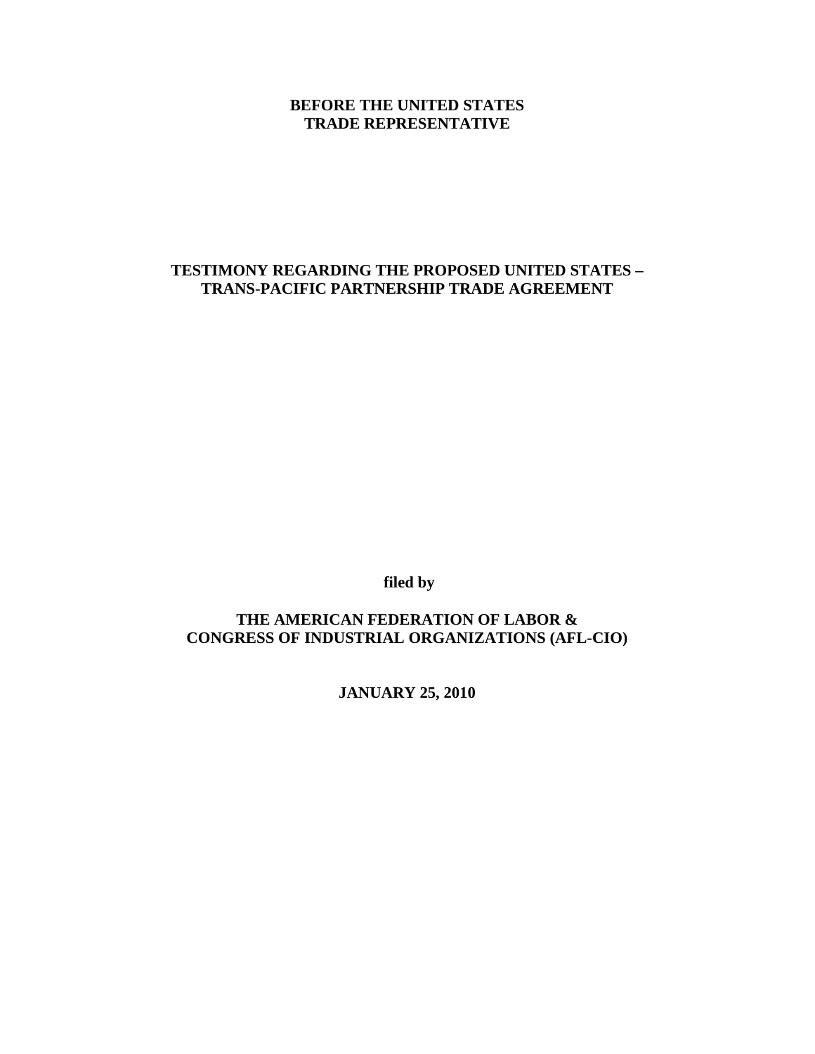**BEFORE THE UNITED STATES**
**TRADE REPRESENTATIVE**

# TESTIMONY REGARDING THE PROPOSED UNITED STATES – TRANS-PACIFIC PARTNERSHIP TRADE AGREEMENT

**filed by**

**THE AMERICAN FEDERATION OF LABOR &**
**CONGRESS OF INDUSTRIAL ORGANIZATIONS (AFL-CIO)**

**JANUARY 25, 2010**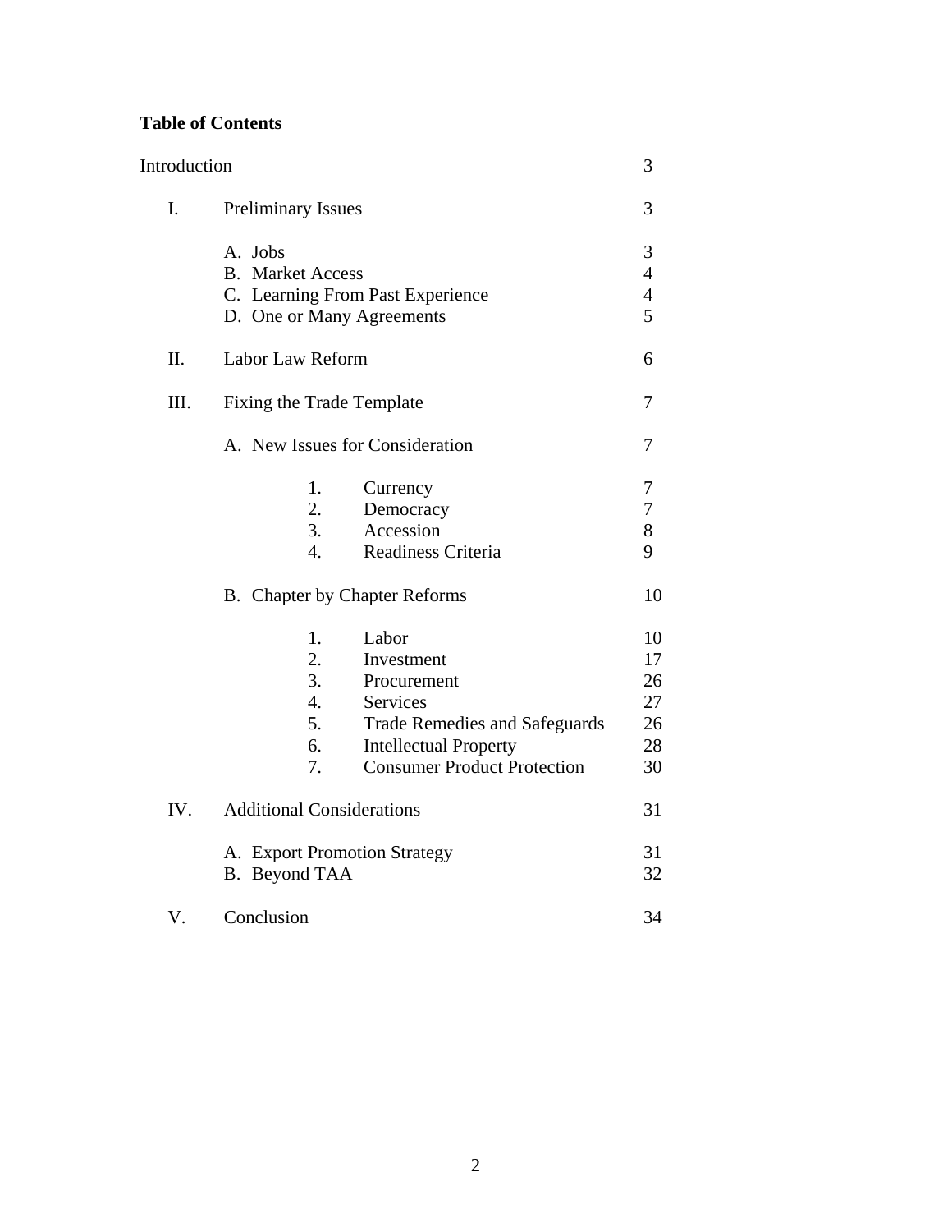**Table of Contents**

| | | | |
|---|---|---|---|
| Introduction | | | 3 |
| I. | Preliminary Issues | | 3 |
| | A. Jobs | | 3 |
| | B. Market Access | | 4 |
| | C. Learning From Past Experience | | 4 |
| | D. One or Many Agreements | | 5 |
| II. | Labor Law Reform | | 6 |
| III. | Fixing the Trade Template | | 7 |
| | A. New Issues for Consideration | | 7 |
| | | 1. Currency | 7 |
| | | 2. Democracy | 7 |
| | | 3. Accession | 8 |
| | | 4. Readiness Criteria | 9 |
| | B. Chapter by Chapter Reforms | | 10 |
| | | 1. Labor | 10 |
| | | 2. Investment | 17 |
| | | 3. Procurement | 26 |
| | | 4. Services | 27 |
| | | 5. Trade Remedies and Safeguards | 26 |
| | | 6. Intellectual Property | 28 |
| | | 7. Consumer Product Protection | 30 |
| IV. | Additional Considerations | | 31 |
| | A. Export Promotion Strategy | | 31 |
| | B. Beyond TAA | | 32 |
| V. | Conclusion | | 34 |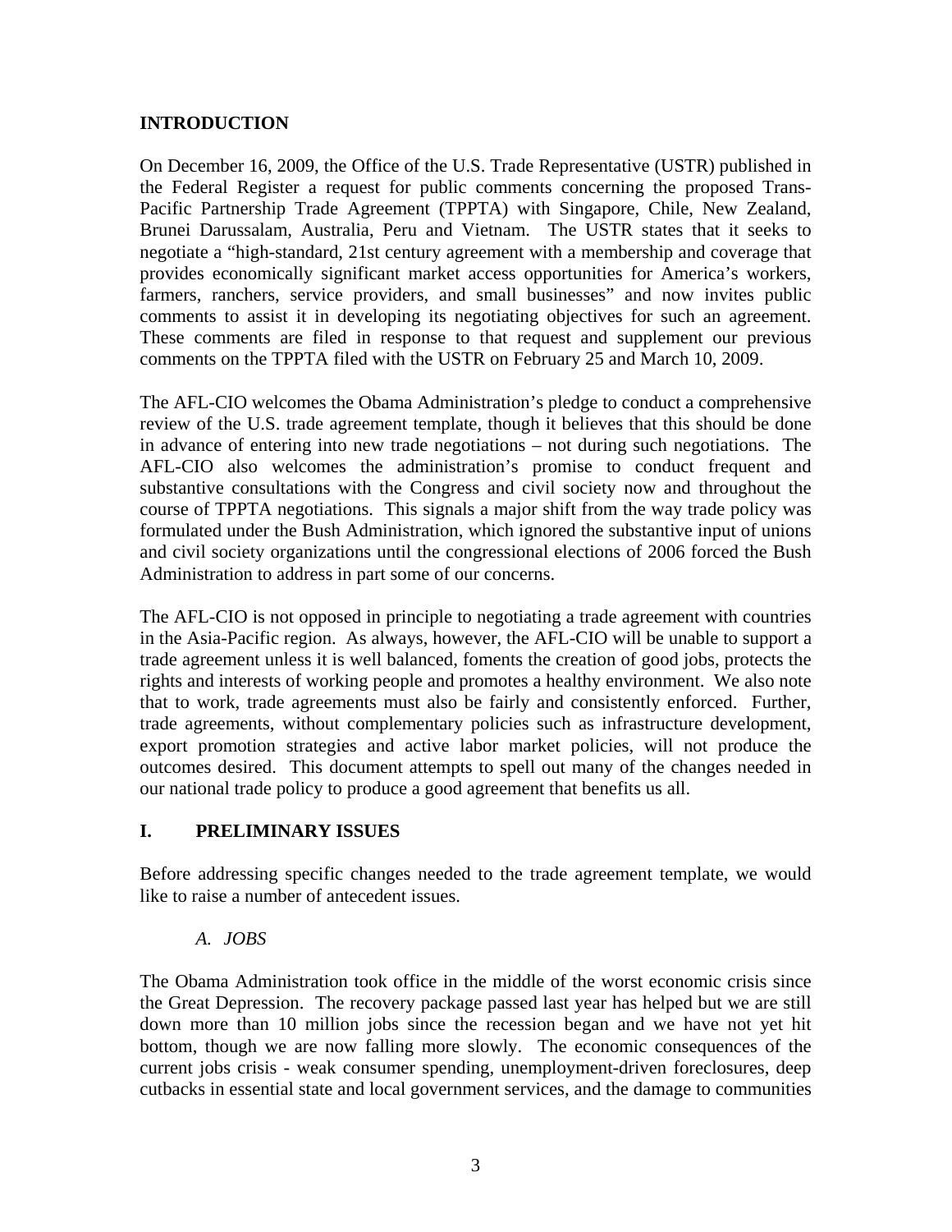## INTRODUCTION

On December 16, 2009, the Office of the U.S. Trade Representative (USTR) published in the Federal Register a request for public comments concerning the proposed Trans-Pacific Partnership Trade Agreement (TPPTA) with Singapore, Chile, New Zealand, Brunei Darussalam, Australia, Peru and Vietnam. The USTR states that it seeks to negotiate a "high-standard, 21st century agreement with a membership and coverage that provides economically significant market access opportunities for America's workers, farmers, ranchers, service providers, and small businesses" and now invites public comments to assist it in developing its negotiating objectives for such an agreement. These comments are filed in response to that request and supplement our previous comments on the TPPTA filed with the USTR on February 25 and March 10, 2009.

The AFL-CIO welcomes the Obama Administration's pledge to conduct a comprehensive review of the U.S. trade agreement template, though it believes that this should be done in advance of entering into new trade negotiations – not during such negotiations. The AFL-CIO also welcomes the administration's promise to conduct frequent and substantive consultations with the Congress and civil society now and throughout the course of TPPTA negotiations. This signals a major shift from the way trade policy was formulated under the Bush Administration, which ignored the substantive input of unions and civil society organizations until the congressional elections of 2006 forced the Bush Administration to address in part some of our concerns.

The AFL-CIO is not opposed in principle to negotiating a trade agreement with countries in the Asia-Pacific region. As always, however, the AFL-CIO will be unable to support a trade agreement unless it is well balanced, foments the creation of good jobs, protects the rights and interests of working people and promotes a healthy environment. We also note that to work, trade agreements must also be fairly and consistently enforced. Further, trade agreements, without complementary policies such as infrastructure development, export promotion strategies and active labor market policies, will not produce the outcomes desired. This document attempts to spell out many of the changes needed in our national trade policy to produce a good agreement that benefits us all.

## I. PRELIMINARY ISSUES

Before addressing specific changes needed to the trade agreement template, we would like to raise a number of antecedent issues.

### *A. JOBS*

The Obama Administration took office in the middle of the worst economic crisis since the Great Depression. The recovery package passed last year has helped but we are still down more than 10 million jobs since the recession began and we have not yet hit bottom, though we are now falling more slowly. The economic consequences of the current jobs crisis - weak consumer spending, unemployment-driven foreclosures, deep cutbacks in essential state and local government services, and the damage to communities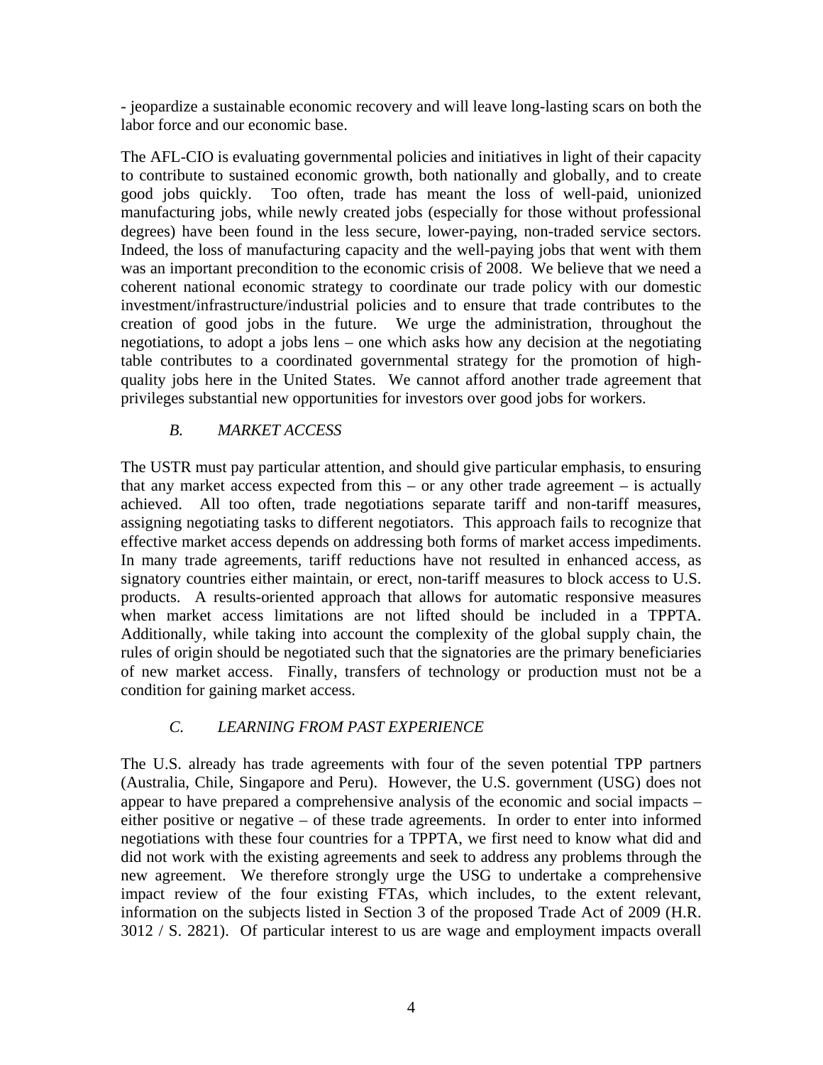- jeopardize a sustainable economic recovery and will leave long-lasting scars on both the labor force and our economic base.

The AFL-CIO is evaluating governmental policies and initiatives in light of their capacity to contribute to sustained economic growth, both nationally and globally, and to create good jobs quickly. Too often, trade has meant the loss of well-paid, unionized manufacturing jobs, while newly created jobs (especially for those without professional degrees) have been found in the less secure, lower-paying, non-traded service sectors. Indeed, the loss of manufacturing capacity and the well-paying jobs that went with them was an important precondition to the economic crisis of 2008. We believe that we need a coherent national economic strategy to coordinate our trade policy with our domestic investment/infrastructure/industrial policies and to ensure that trade contributes to the creation of good jobs in the future. We urge the administration, throughout the negotiations, to adopt a jobs lens – one which asks how any decision at the negotiating table contributes to a coordinated governmental strategy for the promotion of high-quality jobs here in the United States. We cannot afford another trade agreement that privileges substantial new opportunities for investors over good jobs for workers.

### *B. MARKET ACCESS*

The USTR must pay particular attention, and should give particular emphasis, to ensuring that any market access expected from this – or any other trade agreement – is actually achieved. All too often, trade negotiations separate tariff and non-tariff measures, assigning negotiating tasks to different negotiators. This approach fails to recognize that effective market access depends on addressing both forms of market access impediments. In many trade agreements, tariff reductions have not resulted in enhanced access, as signatory countries either maintain, or erect, non-tariff measures to block access to U.S. products. A results-oriented approach that allows for automatic responsive measures when market access limitations are not lifted should be included in a TPPTA. Additionally, while taking into account the complexity of the global supply chain, the rules of origin should be negotiated such that the signatories are the primary beneficiaries of new market access. Finally, transfers of technology or production must not be a condition for gaining market access.

### *C. LEARNING FROM PAST EXPERIENCE*

The U.S. already has trade agreements with four of the seven potential TPP partners (Australia, Chile, Singapore and Peru). However, the U.S. government (USG) does not appear to have prepared a comprehensive analysis of the economic and social impacts – either positive or negative – of these trade agreements. In order to enter into informed negotiations with these four countries for a TPPTA, we first need to know what did and did not work with the existing agreements and seek to address any problems through the new agreement. We therefore strongly urge the USG to undertake a comprehensive impact review of the four existing FTAs, which includes, to the extent relevant, information on the subjects listed in Section 3 of the proposed Trade Act of 2009 (H.R. 3012 / S. 2821). Of particular interest to us are wage and employment impacts overall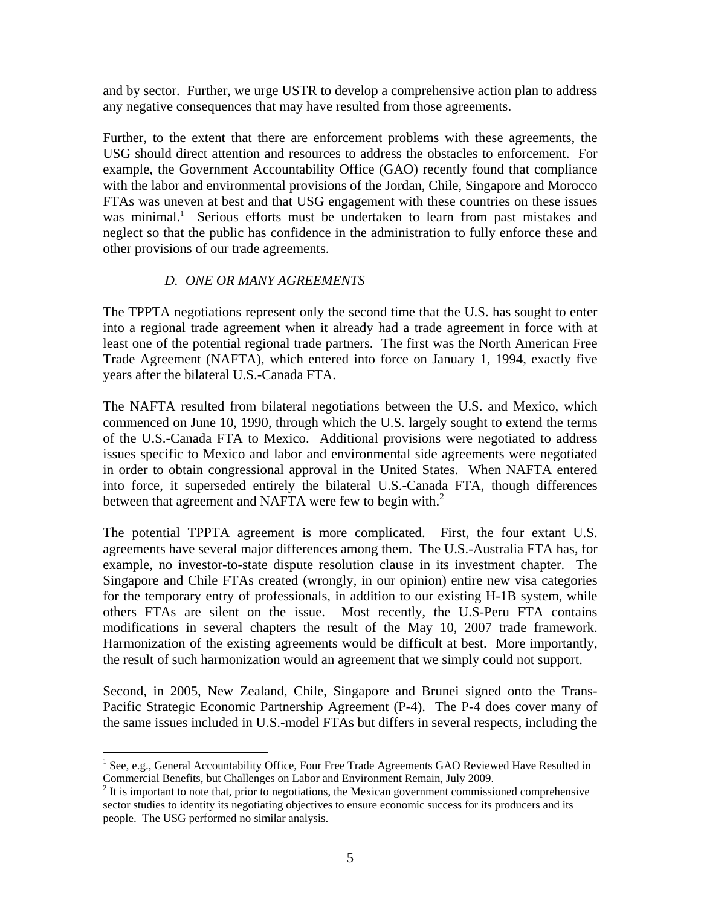and by sector. Further, we urge USTR to develop a comprehensive action plan to address any negative consequences that may have resulted from those agreements.

Further, to the extent that there are enforcement problems with these agreements, the USG should direct attention and resources to address the obstacles to enforcement. For example, the Government Accountability Office (GAO) recently found that compliance with the labor and environmental provisions of the Jordan, Chile, Singapore and Morocco FTAs was uneven at best and that USG engagement with these countries on these issues was minimal.[1] Serious efforts must be undertaken to learn from past mistakes and neglect so that the public has confidence in the administration to fully enforce these and other provisions of our trade agreements.

### *D. ONE OR MANY AGREEMENTS*

The TPPTA negotiations represent only the second time that the U.S. has sought to enter into a regional trade agreement when it already had a trade agreement in force with at least one of the potential regional trade partners. The first was the North American Free Trade Agreement (NAFTA), which entered into force on January 1, 1994, exactly five years after the bilateral U.S.-Canada FTA.

The NAFTA resulted from bilateral negotiations between the U.S. and Mexico, which commenced on June 10, 1990, through which the U.S. largely sought to extend the terms of the U.S.-Canada FTA to Mexico. Additional provisions were negotiated to address issues specific to Mexico and labor and environmental side agreements were negotiated in order to obtain congressional approval in the United States. When NAFTA entered into force, it superseded entirely the bilateral U.S.-Canada FTA, though differences between that agreement and NAFTA were few to begin with.[2]

The potential TPPTA agreement is more complicated. First, the four extant U.S. agreements have several major differences among them. The U.S.-Australia FTA has, for example, no investor-to-state dispute resolution clause in its investment chapter. The Singapore and Chile FTAs created (wrongly, in our opinion) entire new visa categories for the temporary entry of professionals, in addition to our existing H-1B system, while others FTAs are silent on the issue. Most recently, the U.S-Peru FTA contains modifications in several chapters the result of the May 10, 2007 trade framework. Harmonization of the existing agreements would be difficult at best. More importantly, the result of such harmonization would an agreement that we simply could not support.

Second, in 2005, New Zealand, Chile, Singapore and Brunei signed onto the Trans-Pacific Strategic Economic Partnership Agreement (P-4). The P-4 does cover many of the same issues included in U.S.-model FTAs but differs in several respects, including the

---

[1] See, e.g., General Accountability Office, Four Free Trade Agreements GAO Reviewed Have Resulted in Commercial Benefits, but Challenges on Labor and Environment Remain, July 2009.

[2] It is important to note that, prior to negotiations, the Mexican government commissioned comprehensive sector studies to identity its negotiating objectives to ensure economic success for its producers and its people. The USG performed no similar analysis.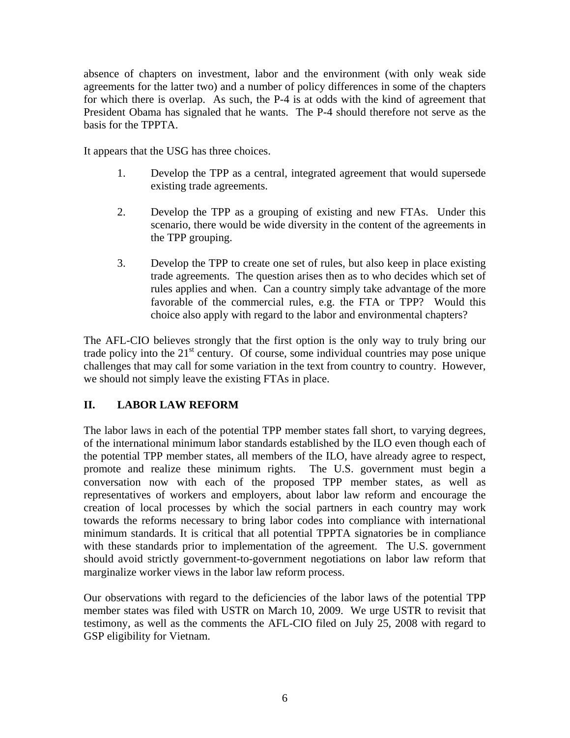absence of chapters on investment, labor and the environment (with only weak side agreements for the latter two) and a number of policy differences in some of the chapters for which there is overlap. As such, the P-4 is at odds with the kind of agreement that President Obama has signaled that he wants. The P-4 should therefore not serve as the basis for the TPPTA.

It appears that the USG has three choices.

1. Develop the TPP as a central, integrated agreement that would supersede existing trade agreements.

2. Develop the TPP as a grouping of existing and new FTAs. Under this scenario, there would be wide diversity in the content of the agreements in the TPP grouping.

3. Develop the TPP to create one set of rules, but also keep in place existing trade agreements. The question arises then as to who decides which set of rules applies and when. Can a country simply take advantage of the more favorable of the commercial rules, e.g. the FTA or TPP? Would this choice also apply with regard to the labor and environmental chapters?

The AFL-CIO believes strongly that the first option is the only way to truly bring our trade policy into the 21st century. Of course, some individual countries may pose unique challenges that may call for some variation in the text from country to country. However, we should not simply leave the existing FTAs in place.

## II. LABOR LAW REFORM

The labor laws in each of the potential TPP member states fall short, to varying degrees, of the international minimum labor standards established by the ILO even though each of the potential TPP member states, all members of the ILO, have already agree to respect, promote and realize these minimum rights. The U.S. government must begin a conversation now with each of the proposed TPP member states, as well as representatives of workers and employers, about labor law reform and encourage the creation of local processes by which the social partners in each country may work towards the reforms necessary to bring labor codes into compliance with international minimum standards. It is critical that all potential TPPTA signatories be in compliance with these standards prior to implementation of the agreement. The U.S. government should avoid strictly government-to-government negotiations on labor law reform that marginalize worker views in the labor law reform process.

Our observations with regard to the deficiencies of the labor laws of the potential TPP member states was filed with USTR on March 10, 2009. We urge USTR to revisit that testimony, as well as the comments the AFL-CIO filed on July 25, 2008 with regard to GSP eligibility for Vietnam.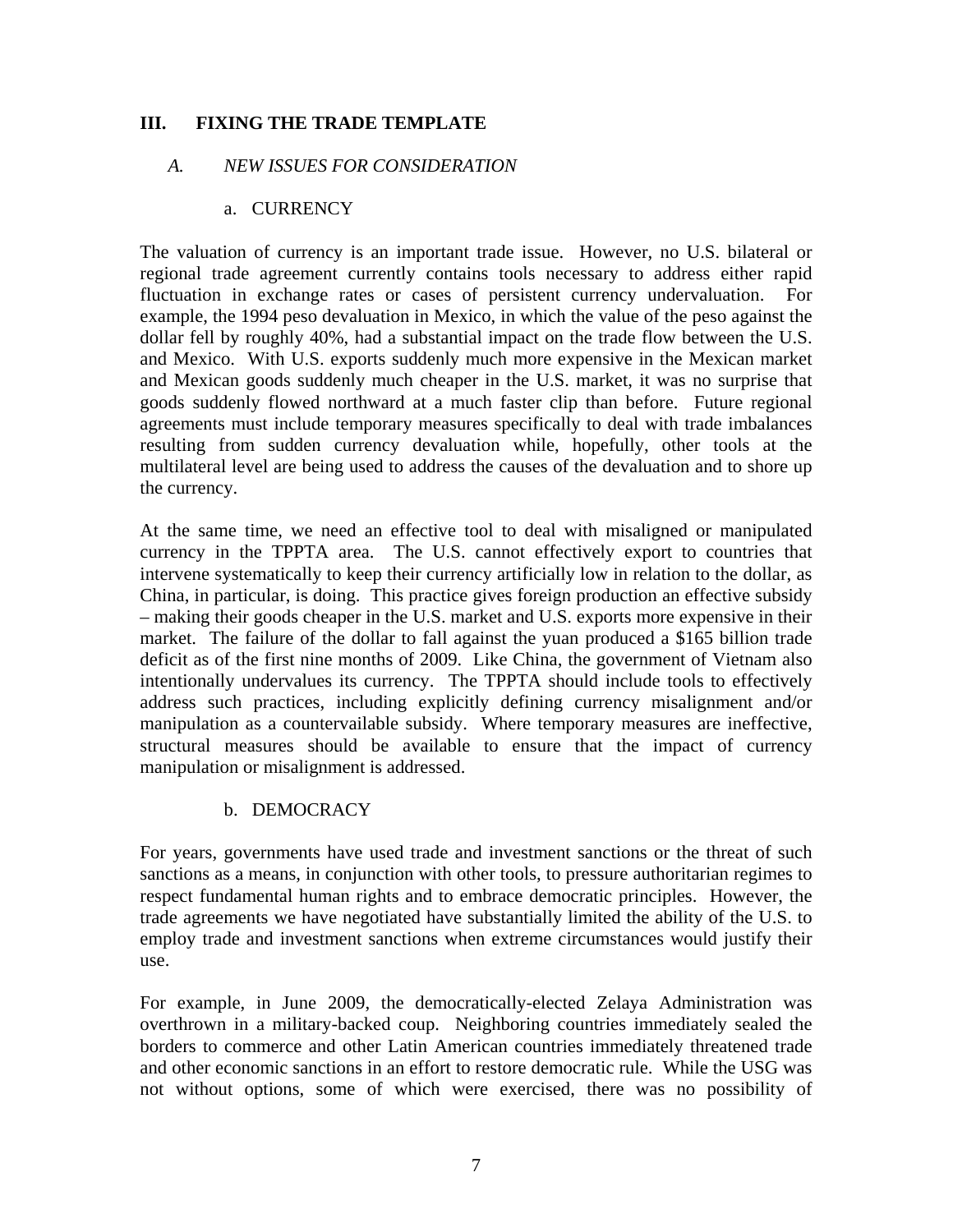## III. FIXING THE TRADE TEMPLATE

### *A. NEW ISSUES FOR CONSIDERATION*

#### a. CURRENCY

The valuation of currency is an important trade issue. However, no U.S. bilateral or regional trade agreement currently contains tools necessary to address either rapid fluctuation in exchange rates or cases of persistent currency undervaluation. For example, the 1994 peso devaluation in Mexico, in which the value of the peso against the dollar fell by roughly 40%, had a substantial impact on the trade flow between the U.S. and Mexico. With U.S. exports suddenly much more expensive in the Mexican market and Mexican goods suddenly much cheaper in the U.S. market, it was no surprise that goods suddenly flowed northward at a much faster clip than before. Future regional agreements must include temporary measures specifically to deal with trade imbalances resulting from sudden currency devaluation while, hopefully, other tools at the multilateral level are being used to address the causes of the devaluation and to shore up the currency.

At the same time, we need an effective tool to deal with misaligned or manipulated currency in the TPPTA area. The U.S. cannot effectively export to countries that intervene systematically to keep their currency artificially low in relation to the dollar, as China, in particular, is doing. This practice gives foreign production an effective subsidy – making their goods cheaper in the U.S. market and U.S. exports more expensive in their market. The failure of the dollar to fall against the yuan produced a $165 billion trade deficit as of the first nine months of 2009. Like China, the government of Vietnam also intentionally undervalues its currency. The TPPTA should include tools to effectively address such practices, including explicitly defining currency misalignment and/or manipulation as a countervailable subsidy. Where temporary measures are ineffective, structural measures should be available to ensure that the impact of currency manipulation or misalignment is addressed.

#### b. DEMOCRACY

For years, governments have used trade and investment sanctions or the threat of such sanctions as a means, in conjunction with other tools, to pressure authoritarian regimes to respect fundamental human rights and to embrace democratic principles. However, the trade agreements we have negotiated have substantially limited the ability of the U.S. to employ trade and investment sanctions when extreme circumstances would justify their use.

For example, in June 2009, the democratically-elected Zelaya Administration was overthrown in a military-backed coup. Neighboring countries immediately sealed the borders to commerce and other Latin American countries immediately threatened trade and other economic sanctions in an effort to restore democratic rule. While the USG was not without options, some of which were exercised, there was no possibility of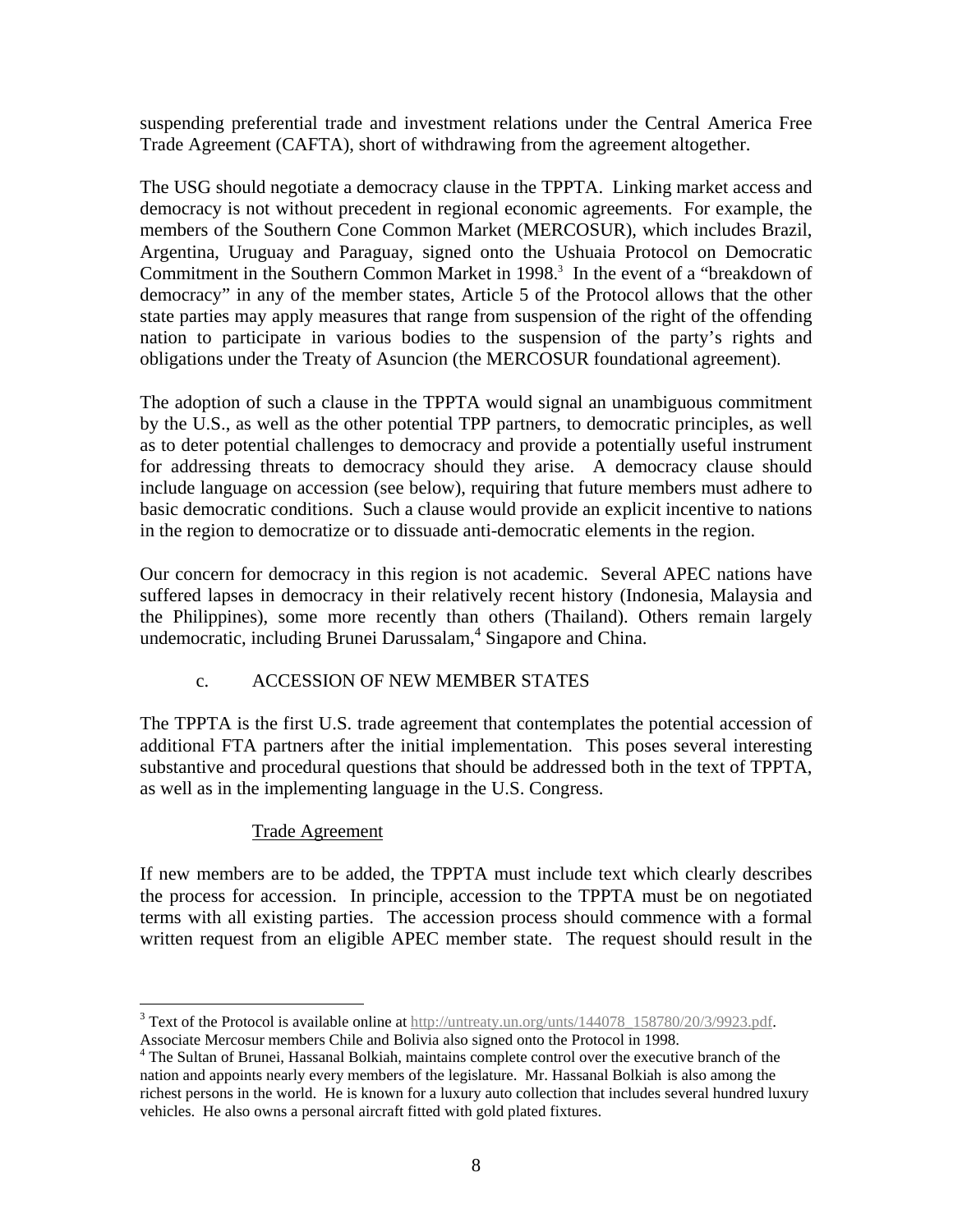suspending preferential trade and investment relations under the Central America Free Trade Agreement (CAFTA), short of withdrawing from the agreement altogether.

The USG should negotiate a democracy clause in the TPPTA. Linking market access and democracy is not without precedent in regional economic agreements. For example, the members of the Southern Cone Common Market (MERCOSUR), which includes Brazil, Argentina, Uruguay and Paraguay, signed onto the Ushuaia Protocol on Democratic Commitment in the Southern Common Market in 1998.[3] In the event of a "breakdown of democracy" in any of the member states, Article 5 of the Protocol allows that the other state parties may apply measures that range from suspension of the right of the offending nation to participate in various bodies to the suspension of the party's rights and obligations under the Treaty of Asuncion (the MERCOSUR foundational agreement).

The adoption of such a clause in the TPPTA would signal an unambiguous commitment by the U.S., as well as the other potential TPP partners, to democratic principles, as well as to deter potential challenges to democracy and provide a potentially useful instrument for addressing threats to democracy should they arise. A democracy clause should include language on accession (see below), requiring that future members must adhere to basic democratic conditions. Such a clause would provide an explicit incentive to nations in the region to democratize or to dissuade anti-democratic elements in the region.

Our concern for democracy in this region is not academic. Several APEC nations have suffered lapses in democracy in their relatively recent history (Indonesia, Malaysia and the Philippines), some more recently than others (Thailand). Others remain largely undemocratic, including Brunei Darussalam,[4] Singapore and China.

### c. ACCESSION OF NEW MEMBER STATES

The TPPTA is the first U.S. trade agreement that contemplates the potential accession of additional FTA partners after the initial implementation. This poses several interesting substantive and procedural questions that should be addressed both in the text of TPPTA, as well as in the implementing language in the U.S. Congress.

#### Trade Agreement

If new members are to be added, the TPPTA must include text which clearly describes the process for accession. In principle, accession to the TPPTA must be on negotiated terms with all existing parties. The accession process should commence with a formal written request from an eligible APEC member state. The request should result in the

---

[3] Text of the Protocol is available online at http://untreaty.un.org/unts/144078_158780/20/3/9923.pdf. Associate Mercosur members Chile and Bolivia also signed onto the Protocol in 1998.

[4] The Sultan of Brunei, Hassanal Bolkiah, maintains complete control over the executive branch of the nation and appoints nearly every members of the legislature. Mr. Hassanal Bolkiah is also among the richest persons in the world. He is known for a luxury auto collection that includes several hundred luxury vehicles. He also owns a personal aircraft fitted with gold plated fixtures.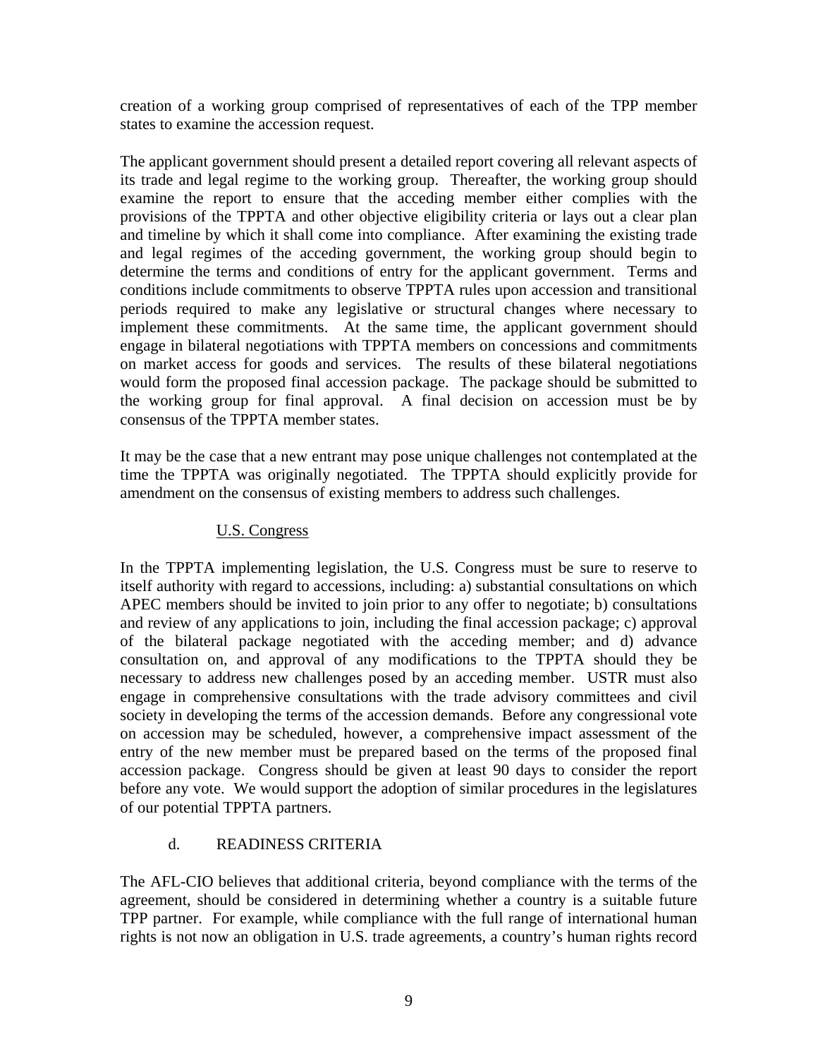creation of a working group comprised of representatives of each of the TPP member states to examine the accession request.

The applicant government should present a detailed report covering all relevant aspects of its trade and legal regime to the working group. Thereafter, the working group should examine the report to ensure that the acceding member either complies with the provisions of the TPPTA and other objective eligibility criteria or lays out a clear plan and timeline by which it shall come into compliance. After examining the existing trade and legal regimes of the acceding government, the working group should begin to determine the terms and conditions of entry for the applicant government. Terms and conditions include commitments to observe TPPTA rules upon accession and transitional periods required to make any legislative or structural changes where necessary to implement these commitments. At the same time, the applicant government should engage in bilateral negotiations with TPPTA members on concessions and commitments on market access for goods and services. The results of these bilateral negotiations would form the proposed final accession package. The package should be submitted to the working group for final approval. A final decision on accession must be by consensus of the TPPTA member states.

It may be the case that a new entrant may pose unique challenges not contemplated at the time the TPPTA was originally negotiated. The TPPTA should explicitly provide for amendment on the consensus of existing members to address such challenges.

U.S. Congress

In the TPPTA implementing legislation, the U.S. Congress must be sure to reserve to itself authority with regard to accessions, including: a) substantial consultations on which APEC members should be invited to join prior to any offer to negotiate; b) consultations and review of any applications to join, including the final accession package; c) approval of the bilateral package negotiated with the acceding member; and d) advance consultation on, and approval of any modifications to the TPPTA should they be necessary to address new challenges posed by an acceding member. USTR must also engage in comprehensive consultations with the trade advisory committees and civil society in developing the terms of the accession demands. Before any congressional vote on accession may be scheduled, however, a comprehensive impact assessment of the entry of the new member must be prepared based on the terms of the proposed final accession package. Congress should be given at least 90 days to consider the report before any vote. We would support the adoption of similar procedures in the legislatures of our potential TPPTA partners.

### d. READINESS CRITERIA

The AFL-CIO believes that additional criteria, beyond compliance with the terms of the agreement, should be considered in determining whether a country is a suitable future TPP partner. For example, while compliance with the full range of international human rights is not now an obligation in U.S. trade agreements, a country's human rights record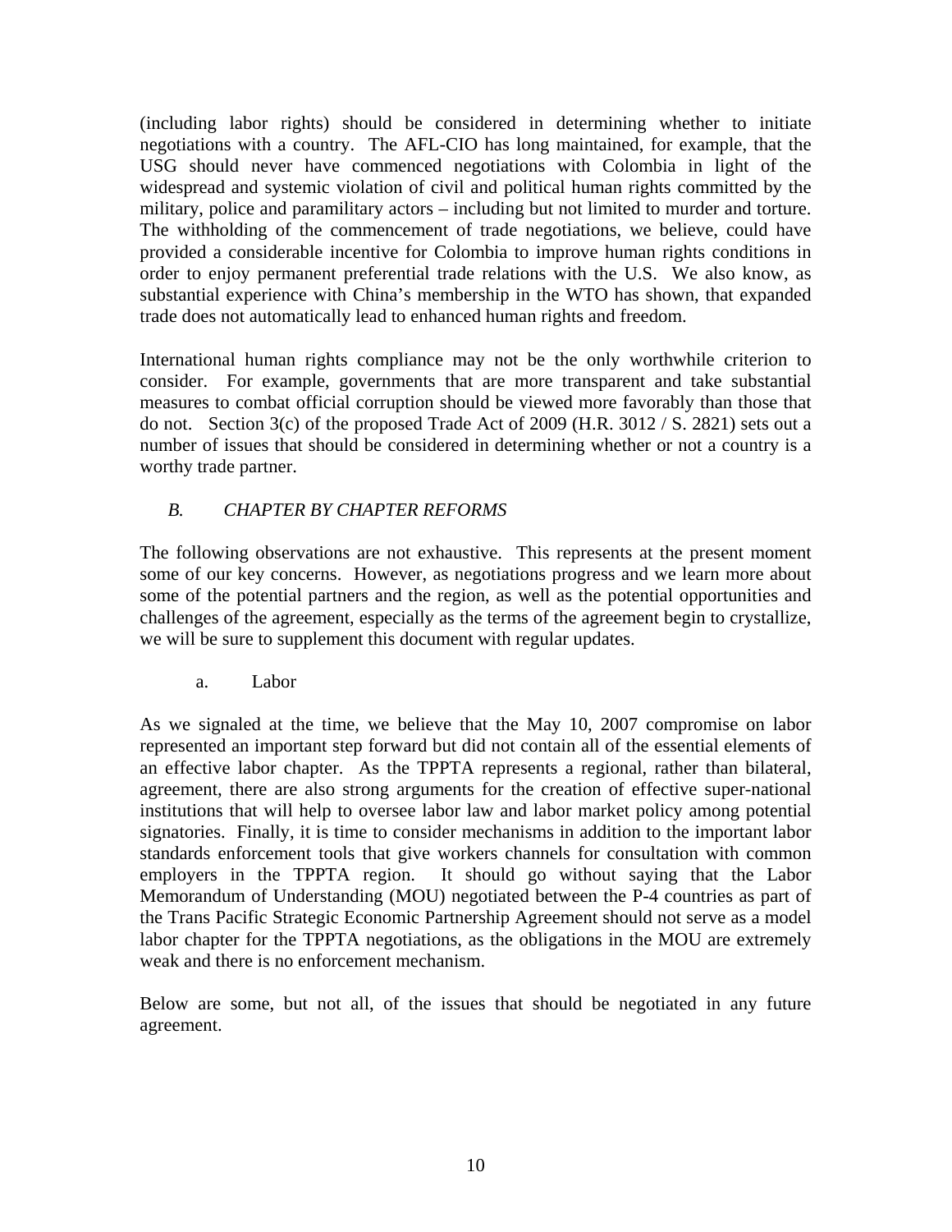(including labor rights) should be considered in determining whether to initiate negotiations with a country. The AFL-CIO has long maintained, for example, that the USG should never have commenced negotiations with Colombia in light of the widespread and systemic violation of civil and political human rights committed by the military, police and paramilitary actors – including but not limited to murder and torture. The withholding of the commencement of trade negotiations, we believe, could have provided a considerable incentive for Colombia to improve human rights conditions in order to enjoy permanent preferential trade relations with the U.S. We also know, as substantial experience with China's membership in the WTO has shown, that expanded trade does not automatically lead to enhanced human rights and freedom.

International human rights compliance may not be the only worthwhile criterion to consider. For example, governments that are more transparent and take substantial measures to combat official corruption should be viewed more favorably than those that do not. Section 3(c) of the proposed Trade Act of 2009 (H.R. 3012 / S. 2821) sets out a number of issues that should be considered in determining whether or not a country is a worthy trade partner.

### *B. CHAPTER BY CHAPTER REFORMS*

The following observations are not exhaustive. This represents at the present moment some of our key concerns. However, as negotiations progress and we learn more about some of the potential partners and the region, as well as the potential opportunities and challenges of the agreement, especially as the terms of the agreement begin to crystallize, we will be sure to supplement this document with regular updates.

#### a. Labor

As we signaled at the time, we believe that the May 10, 2007 compromise on labor represented an important step forward but did not contain all of the essential elements of an effective labor chapter. As the TPPTA represents a regional, rather than bilateral, agreement, there are also strong arguments for the creation of effective super-national institutions that will help to oversee labor law and labor market policy among potential signatories. Finally, it is time to consider mechanisms in addition to the important labor standards enforcement tools that give workers channels for consultation with common employers in the TPPTA region. It should go without saying that the Labor Memorandum of Understanding (MOU) negotiated between the P-4 countries as part of the Trans Pacific Strategic Economic Partnership Agreement should not serve as a model labor chapter for the TPPTA negotiations, as the obligations in the MOU are extremely weak and there is no enforcement mechanism.

Below are some, but not all, of the issues that should be negotiated in any future agreement.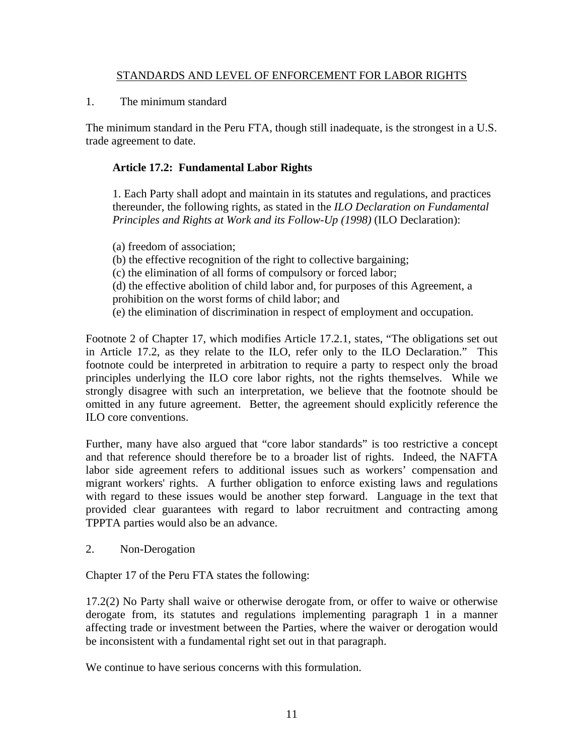## STANDARDS AND LEVEL OF ENFORCEMENT FOR LABOR RIGHTS

### 1. The minimum standard

The minimum standard in the Peru FTA, though still inadequate, is the strongest in a U.S. trade agreement to date.

> **Article 17.2: Fundamental Labor Rights**
>
> 1. Each Party shall adopt and maintain in its statutes and regulations, and practices thereunder, the following rights, as stated in the *ILO Declaration on Fundamental Principles and Rights at Work and its Follow-Up (1998)* (ILO Declaration):
>
> (a) freedom of association;
> (b) the effective recognition of the right to collective bargaining;
> (c) the elimination of all forms of compulsory or forced labor;
> (d) the effective abolition of child labor and, for purposes of this Agreement, a prohibition on the worst forms of child labor; and
> (e) the elimination of discrimination in respect of employment and occupation.

Footnote 2 of Chapter 17, which modifies Article 17.2.1, states, "The obligations set out in Article 17.2, as they relate to the ILO, refer only to the ILO Declaration." This footnote could be interpreted in arbitration to require a party to respect only the broad principles underlying the ILO core labor rights, not the rights themselves. While we strongly disagree with such an interpretation, we believe that the footnote should be omitted in any future agreement. Better, the agreement should explicitly reference the ILO core conventions.

Further, many have also argued that "core labor standards" is too restrictive a concept and that reference should therefore be to a broader list of rights. Indeed, the NAFTA labor side agreement refers to additional issues such as workers' compensation and migrant workers' rights. A further obligation to enforce existing laws and regulations with regard to these issues would be another step forward. Language in the text that provided clear guarantees with regard to labor recruitment and contracting among TPPTA parties would also be an advance.

### 2. Non-Derogation

Chapter 17 of the Peru FTA states the following:

17.2(2) No Party shall waive or otherwise derogate from, or offer to waive or otherwise derogate from, its statutes and regulations implementing paragraph 1 in a manner affecting trade or investment between the Parties, where the waiver or derogation would be inconsistent with a fundamental right set out in that paragraph.

We continue to have serious concerns with this formulation.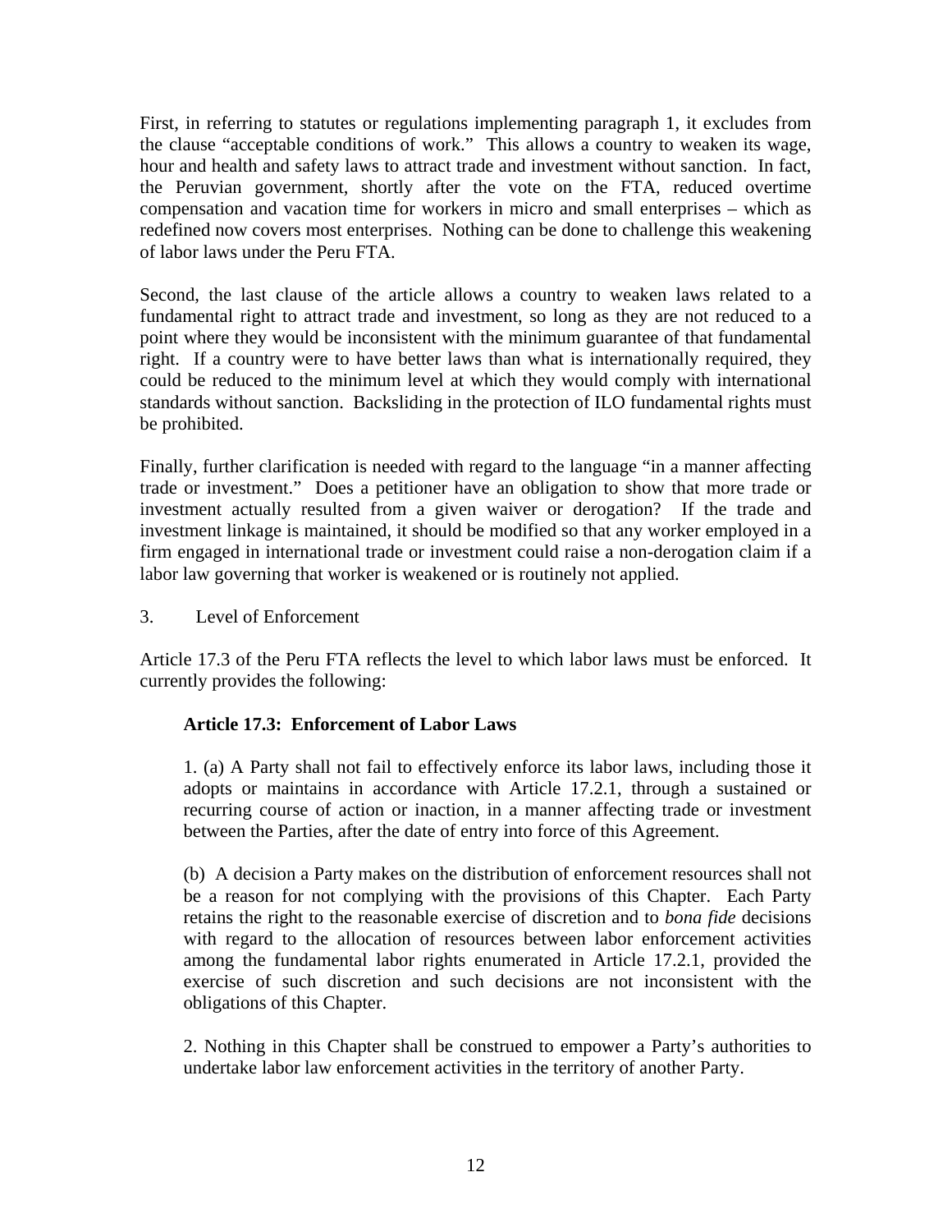First, in referring to statutes or regulations implementing paragraph 1, it excludes from the clause "acceptable conditions of work." This allows a country to weaken its wage, hour and health and safety laws to attract trade and investment without sanction. In fact, the Peruvian government, shortly after the vote on the FTA, reduced overtime compensation and vacation time for workers in micro and small enterprises – which as redefined now covers most enterprises. Nothing can be done to challenge this weakening of labor laws under the Peru FTA.

Second, the last clause of the article allows a country to weaken laws related to a fundamental right to attract trade and investment, so long as they are not reduced to a point where they would be inconsistent with the minimum guarantee of that fundamental right. If a country were to have better laws than what is internationally required, they could be reduced to the minimum level at which they would comply with international standards without sanction. Backsliding in the protection of ILO fundamental rights must be prohibited.

Finally, further clarification is needed with regard to the language "in a manner affecting trade or investment." Does a petitioner have an obligation to show that more trade or investment actually resulted from a given waiver or derogation? If the trade and investment linkage is maintained, it should be modified so that any worker employed in a firm engaged in international trade or investment could raise a non-derogation claim if a labor law governing that worker is weakened or is routinely not applied.

3. Level of Enforcement

Article 17.3 of the Peru FTA reflects the level to which labor laws must be enforced. It currently provides the following:

> **Article 17.3: Enforcement of Labor Laws**
>
> 1. (a) A Party shall not fail to effectively enforce its labor laws, including those it adopts or maintains in accordance with Article 17.2.1, through a sustained or recurring course of action or inaction, in a manner affecting trade or investment between the Parties, after the date of entry into force of this Agreement.
>
> (b) A decision a Party makes on the distribution of enforcement resources shall not be a reason for not complying with the provisions of this Chapter. Each Party retains the right to the reasonable exercise of discretion and to *bona fide* decisions with regard to the allocation of resources between labor enforcement activities among the fundamental labor rights enumerated in Article 17.2.1, provided the exercise of such discretion and such decisions are not inconsistent with the obligations of this Chapter.
>
> 2. Nothing in this Chapter shall be construed to empower a Party's authorities to undertake labor law enforcement activities in the territory of another Party.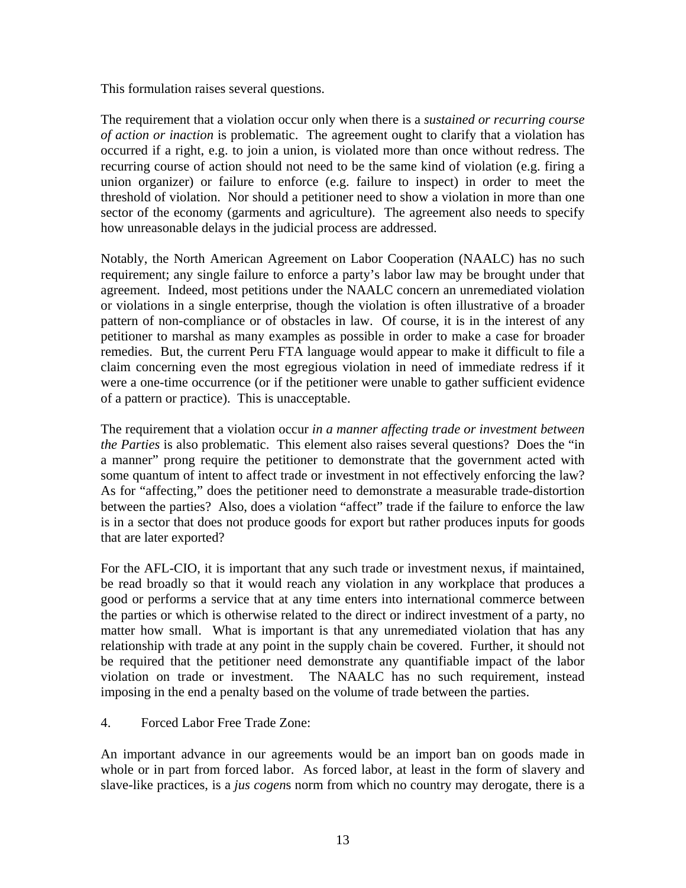This formulation raises several questions.

The requirement that a violation occur only when there is a *sustained or recurring course of action or inaction* is problematic. The agreement ought to clarify that a violation has occurred if a right, e.g. to join a union, is violated more than once without redress. The recurring course of action should not need to be the same kind of violation (e.g. firing a union organizer) or failure to enforce (e.g. failure to inspect) in order to meet the threshold of violation. Nor should a petitioner need to show a violation in more than one sector of the economy (garments and agriculture). The agreement also needs to specify how unreasonable delays in the judicial process are addressed.

Notably, the North American Agreement on Labor Cooperation (NAALC) has no such requirement; any single failure to enforce a party's labor law may be brought under that agreement. Indeed, most petitions under the NAALC concern an unremediated violation or violations in a single enterprise, though the violation is often illustrative of a broader pattern of non-compliance or of obstacles in law. Of course, it is in the interest of any petitioner to marshal as many examples as possible in order to make a case for broader remedies. But, the current Peru FTA language would appear to make it difficult to file a claim concerning even the most egregious violation in need of immediate redress if it were a one-time occurrence (or if the petitioner were unable to gather sufficient evidence of a pattern or practice). This is unacceptable.

The requirement that a violation occur *in a manner affecting trade or investment between the Parties* is also problematic. This element also raises several questions? Does the "in a manner" prong require the petitioner to demonstrate that the government acted with some quantum of intent to affect trade or investment in not effectively enforcing the law? As for "affecting," does the petitioner need to demonstrate a measurable trade-distortion between the parties? Also, does a violation "affect" trade if the failure to enforce the law is in a sector that does not produce goods for export but rather produces inputs for goods that are later exported?

For the AFL-CIO, it is important that any such trade or investment nexus, if maintained, be read broadly so that it would reach any violation in any workplace that produces a good or performs a service that at any time enters into international commerce between the parties or which is otherwise related to the direct or indirect investment of a party, no matter how small. What is important is that any unremediated violation that has any relationship with trade at any point in the supply chain be covered. Further, it should not be required that the petitioner need demonstrate any quantifiable impact of the labor violation on trade or investment. The NAALC has no such requirement, instead imposing in the end a penalty based on the volume of trade between the parties.

4. Forced Labor Free Trade Zone:

An important advance in our agreements would be an import ban on goods made in whole or in part from forced labor. As forced labor, at least in the form of slavery and slave-like practices, is a *jus cogen*s norm from which no country may derogate, there is a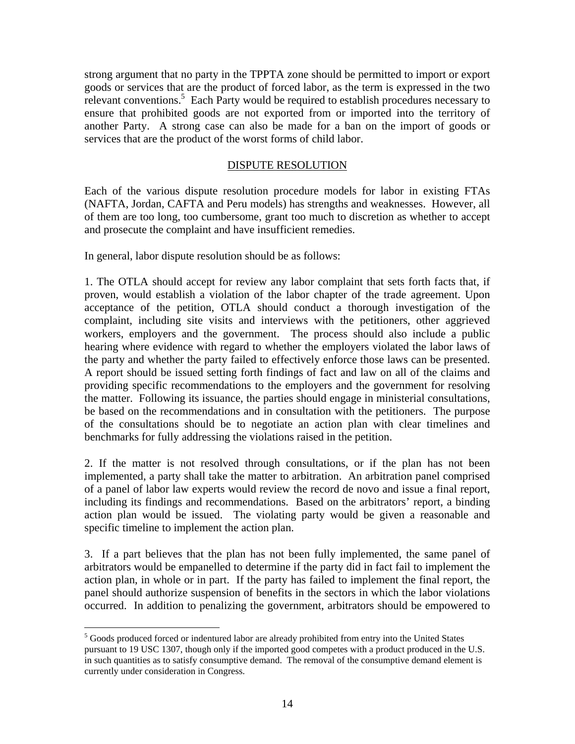strong argument that no party in the TPPTA zone should be permitted to import or export goods or services that are the product of forced labor, as the term is expressed in the two relevant conventions.[5] Each Party would be required to establish procedures necessary to ensure that prohibited goods are not exported from or imported into the territory of another Party. A strong case can also be made for a ban on the import of goods or services that are the product of the worst forms of child labor.

## DISPUTE RESOLUTION

Each of the various dispute resolution procedure models for labor in existing FTAs (NAFTA, Jordan, CAFTA and Peru models) has strengths and weaknesses. However, all of them are too long, too cumbersome, grant too much to discretion as whether to accept and prosecute the complaint and have insufficient remedies.

In general, labor dispute resolution should be as follows:

1. The OTLA should accept for review any labor complaint that sets forth facts that, if proven, would establish a violation of the labor chapter of the trade agreement. Upon acceptance of the petition, OTLA should conduct a thorough investigation of the complaint, including site visits and interviews with the petitioners, other aggrieved workers, employers and the government. The process should also include a public hearing where evidence with regard to whether the employers violated the labor laws of the party and whether the party failed to effectively enforce those laws can be presented. A report should be issued setting forth findings of fact and law on all of the claims and providing specific recommendations to the employers and the government for resolving the matter. Following its issuance, the parties should engage in ministerial consultations, be based on the recommendations and in consultation with the petitioners. The purpose of the consultations should be to negotiate an action plan with clear timelines and benchmarks for fully addressing the violations raised in the petition.

2. If the matter is not resolved through consultations, or if the plan has not been implemented, a party shall take the matter to arbitration. An arbitration panel comprised of a panel of labor law experts would review the record de novo and issue a final report, including its findings and recommendations. Based on the arbitrators' report, a binding action plan would be issued. The violating party would be given a reasonable and specific timeline to implement the action plan.

3. If a part believes that the plan has not been fully implemented, the same panel of arbitrators would be empanelled to determine if the party did in fact fail to implement the action plan, in whole or in part. If the party has failed to implement the final report, the panel should authorize suspension of benefits in the sectors in which the labor violations occurred. In addition to penalizing the government, arbitrators should be empowered to

---

[5] Goods produced forced or indentured labor are already prohibited from entry into the United States pursuant to 19 USC 1307, though only if the imported good competes with a product produced in the U.S. in such quantities as to satisfy consumptive demand. The removal of the consumptive demand element is currently under consideration in Congress.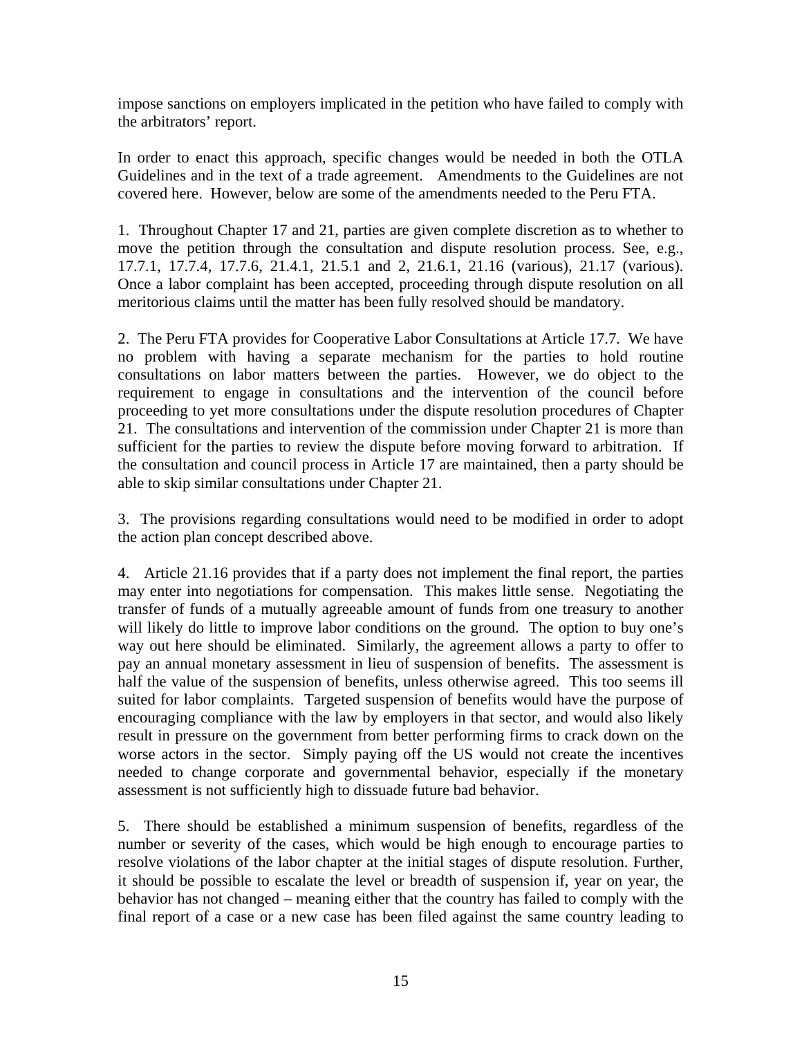impose sanctions on employers implicated in the petition who have failed to comply with the arbitrators' report.

In order to enact this approach, specific changes would be needed in both the OTLA Guidelines and in the text of a trade agreement. Amendments to the Guidelines are not covered here. However, below are some of the amendments needed to the Peru FTA.

1. Throughout Chapter 17 and 21, parties are given complete discretion as to whether to move the petition through the consultation and dispute resolution process. See, e.g., 17.7.1, 17.7.4, 17.7.6, 21.4.1, 21.5.1 and 2, 21.6.1, 21.16 (various), 21.17 (various). Once a labor complaint has been accepted, proceeding through dispute resolution on all meritorious claims until the matter has been fully resolved should be mandatory.

2. The Peru FTA provides for Cooperative Labor Consultations at Article 17.7. We have no problem with having a separate mechanism for the parties to hold routine consultations on labor matters between the parties. However, we do object to the requirement to engage in consultations and the intervention of the council before proceeding to yet more consultations under the dispute resolution procedures of Chapter 21. The consultations and intervention of the commission under Chapter 21 is more than sufficient for the parties to review the dispute before moving forward to arbitration. If the consultation and council process in Article 17 are maintained, then a party should be able to skip similar consultations under Chapter 21.

3. The provisions regarding consultations would need to be modified in order to adopt the action plan concept described above.

4. Article 21.16 provides that if a party does not implement the final report, the parties may enter into negotiations for compensation. This makes little sense. Negotiating the transfer of funds of a mutually agreeable amount of funds from one treasury to another will likely do little to improve labor conditions on the ground. The option to buy one's way out here should be eliminated. Similarly, the agreement allows a party to offer to pay an annual monetary assessment in lieu of suspension of benefits. The assessment is half the value of the suspension of benefits, unless otherwise agreed. This too seems ill suited for labor complaints. Targeted suspension of benefits would have the purpose of encouraging compliance with the law by employers in that sector, and would also likely result in pressure on the government from better performing firms to crack down on the worse actors in the sector. Simply paying off the US would not create the incentives needed to change corporate and governmental behavior, especially if the monetary assessment is not sufficiently high to dissuade future bad behavior.

5. There should be established a minimum suspension of benefits, regardless of the number or severity of the cases, which would be high enough to encourage parties to resolve violations of the labor chapter at the initial stages of dispute resolution. Further, it should be possible to escalate the level or breadth of suspension if, year on year, the behavior has not changed – meaning either that the country has failed to comply with the final report of a case or a new case has been filed against the same country leading to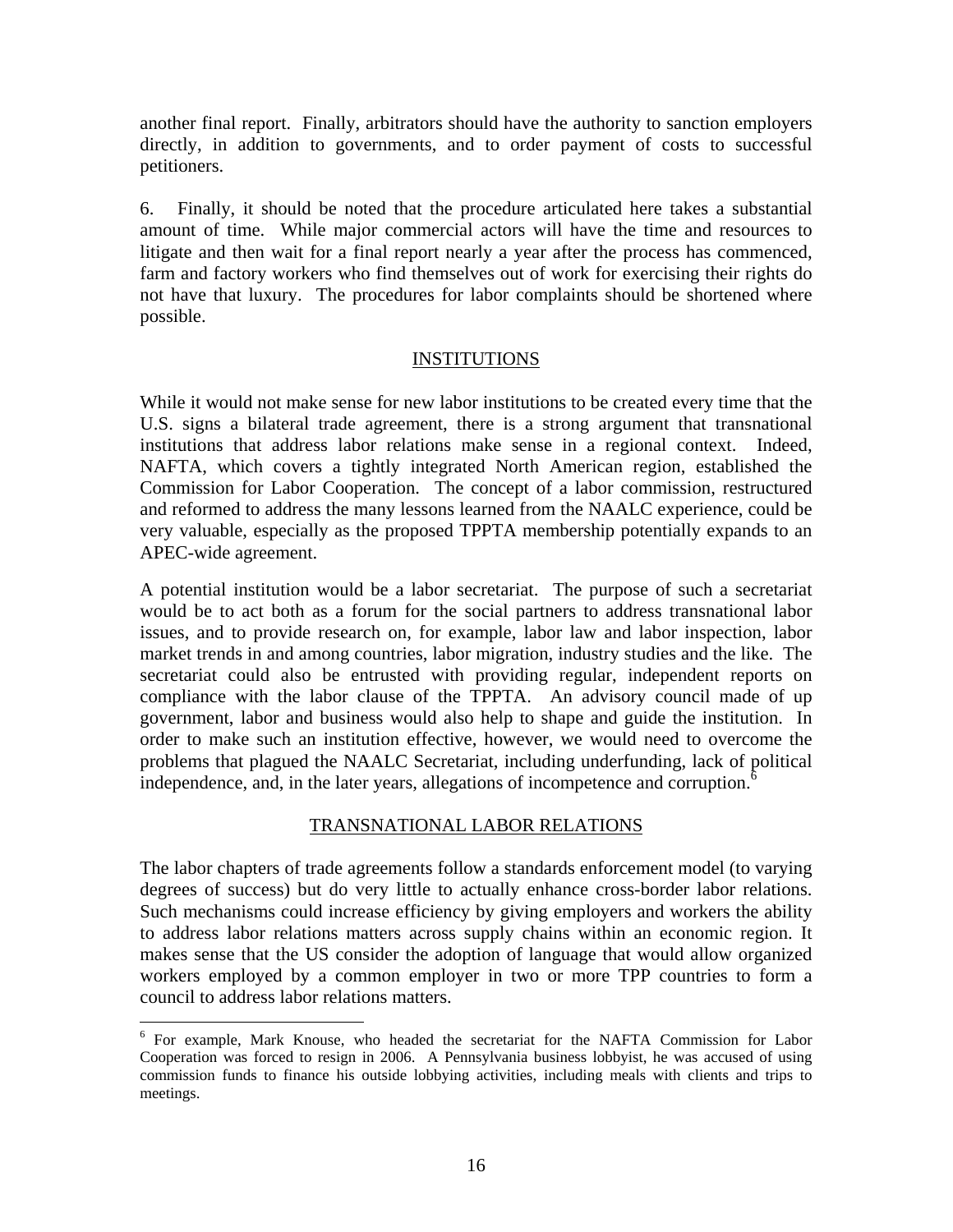another final report. Finally, arbitrators should have the authority to sanction employers directly, in addition to governments, and to order payment of costs to successful petitioners.

6. Finally, it should be noted that the procedure articulated here takes a substantial amount of time. While major commercial actors will have the time and resources to litigate and then wait for a final report nearly a year after the process has commenced, farm and factory workers who find themselves out of work for exercising their rights do not have that luxury. The procedures for labor complaints should be shortened where possible.

## INSTITUTIONS

While it would not make sense for new labor institutions to be created every time that the U.S. signs a bilateral trade agreement, there is a strong argument that transnational institutions that address labor relations make sense in a regional context. Indeed, NAFTA, which covers a tightly integrated North American region, established the Commission for Labor Cooperation. The concept of a labor commission, restructured and reformed to address the many lessons learned from the NAALC experience, could be very valuable, especially as the proposed TPPTA membership potentially expands to an APEC-wide agreement.

A potential institution would be a labor secretariat. The purpose of such a secretariat would be to act both as a forum for the social partners to address transnational labor issues, and to provide research on, for example, labor law and labor inspection, labor market trends in and among countries, labor migration, industry studies and the like. The secretariat could also be entrusted with providing regular, independent reports on compliance with the labor clause of the TPPTA. An advisory council made of up government, labor and business would also help to shape and guide the institution. In order to make such an institution effective, however, we would need to overcome the problems that plagued the NAALC Secretariat, including underfunding, lack of political independence, and, in the later years, allegations of incompetence and corruption.[6]

## TRANSNATIONAL LABOR RELATIONS

The labor chapters of trade agreements follow a standards enforcement model (to varying degrees of success) but do very little to actually enhance cross-border labor relations. Such mechanisms could increase efficiency by giving employers and workers the ability to address labor relations matters across supply chains within an economic region. It makes sense that the US consider the adoption of language that would allow organized workers employed by a common employer in two or more TPP countries to form a council to address labor relations matters.

---

[6] For example, Mark Knouse, who headed the secretariat for the NAFTA Commission for Labor Cooperation was forced to resign in 2006. A Pennsylvania business lobbyist, he was accused of using commission funds to finance his outside lobbying activities, including meals with clients and trips to meetings.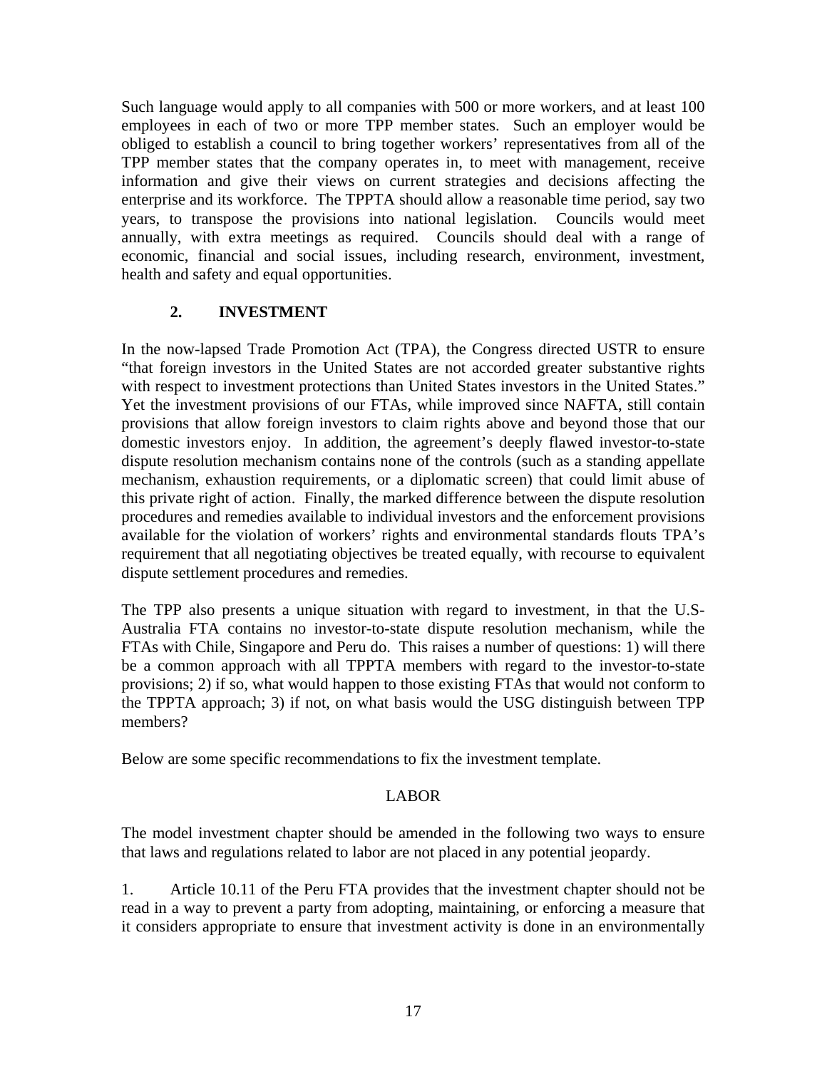Such language would apply to all companies with 500 or more workers, and at least 100 employees in each of two or more TPP member states. Such an employer would be obliged to establish a council to bring together workers' representatives from all of the TPP member states that the company operates in, to meet with management, receive information and give their views on current strategies and decisions affecting the enterprise and its workforce. The TPPTA should allow a reasonable time period, say two years, to transpose the provisions into national legislation. Councils would meet annually, with extra meetings as required. Councils should deal with a range of economic, financial and social issues, including research, environment, investment, health and safety and equal opportunities.

## 2. INVESTMENT

In the now-lapsed Trade Promotion Act (TPA), the Congress directed USTR to ensure "that foreign investors in the United States are not accorded greater substantive rights with respect to investment protections than United States investors in the United States." Yet the investment provisions of our FTAs, while improved since NAFTA, still contain provisions that allow foreign investors to claim rights above and beyond those that our domestic investors enjoy. In addition, the agreement's deeply flawed investor-to-state dispute resolution mechanism contains none of the controls (such as a standing appellate mechanism, exhaustion requirements, or a diplomatic screen) that could limit abuse of this private right of action. Finally, the marked difference between the dispute resolution procedures and remedies available to individual investors and the enforcement provisions available for the violation of workers' rights and environmental standards flouts TPA's requirement that all negotiating objectives be treated equally, with recourse to equivalent dispute settlement procedures and remedies.

The TPP also presents a unique situation with regard to investment, in that the U.S-Australia FTA contains no investor-to-state dispute resolution mechanism, while the FTAs with Chile, Singapore and Peru do. This raises a number of questions: 1) will there be a common approach with all TPPTA members with regard to the investor-to-state provisions; 2) if so, what would happen to those existing FTAs that would not conform to the TPPTA approach; 3) if not, on what basis would the USG distinguish between TPP members?

Below are some specific recommendations to fix the investment template.

### LABOR

The model investment chapter should be amended in the following two ways to ensure that laws and regulations related to labor are not placed in any potential jeopardy.

1. Article 10.11 of the Peru FTA provides that the investment chapter should not be read in a way to prevent a party from adopting, maintaining, or enforcing a measure that it considers appropriate to ensure that investment activity is done in an environmentally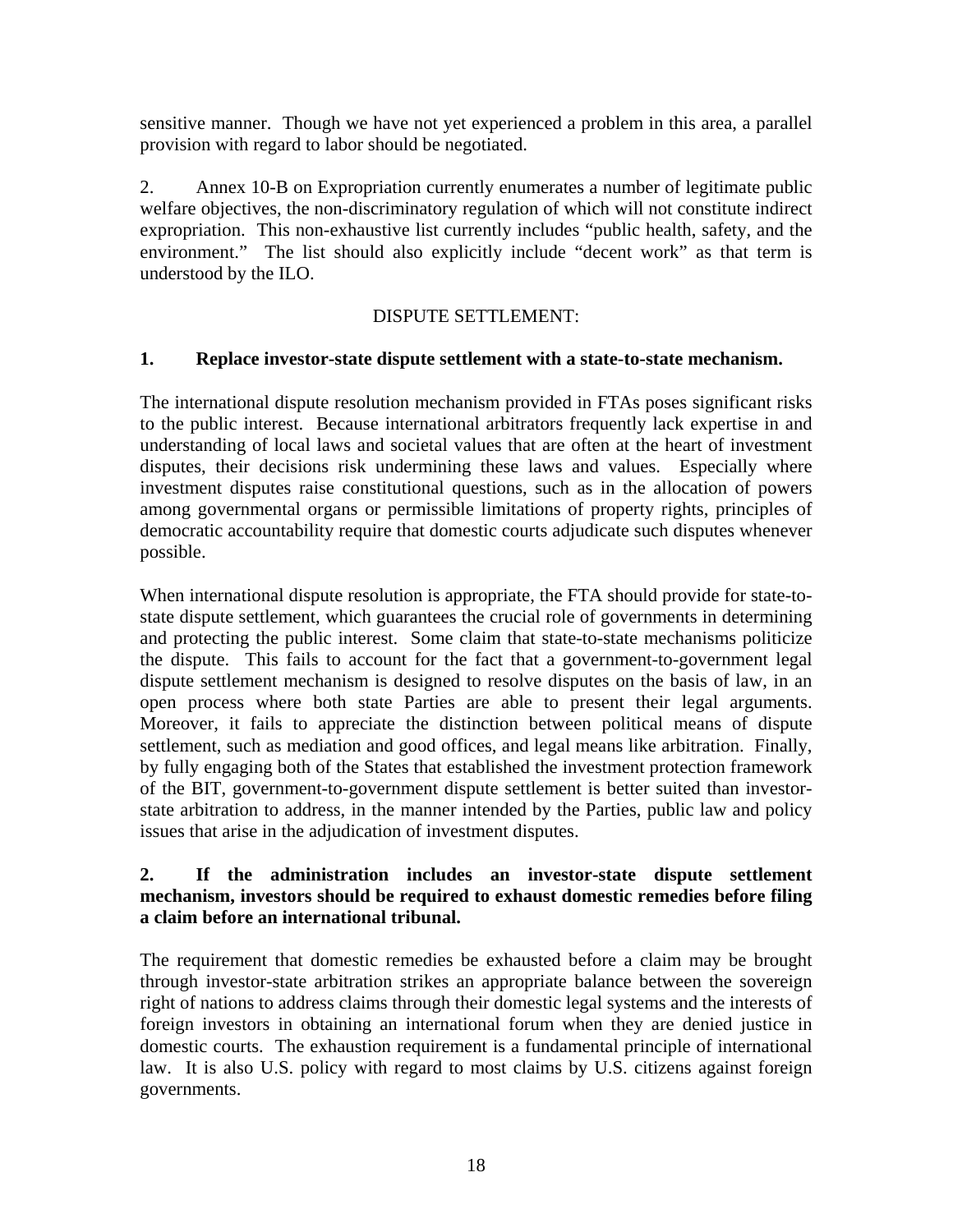sensitive manner. Though we have not yet experienced a problem in this area, a parallel provision with regard to labor should be negotiated.

2. Annex 10-B on Expropriation currently enumerates a number of legitimate public welfare objectives, the non-discriminatory regulation of which will not constitute indirect expropriation. This non-exhaustive list currently includes "public health, safety, and the environment." The list should also explicitly include "decent work" as that term is understood by the ILO.

DISPUTE SETTLEMENT:

**1. Replace investor-state dispute settlement with a state-to-state mechanism.**

The international dispute resolution mechanism provided in FTAs poses significant risks to the public interest. Because international arbitrators frequently lack expertise in and understanding of local laws and societal values that are often at the heart of investment disputes, their decisions risk undermining these laws and values. Especially where investment disputes raise constitutional questions, such as in the allocation of powers among governmental organs or permissible limitations of property rights, principles of democratic accountability require that domestic courts adjudicate such disputes whenever possible.

When international dispute resolution is appropriate, the FTA should provide for state-to-state dispute settlement, which guarantees the crucial role of governments in determining and protecting the public interest. Some claim that state-to-state mechanisms politicize the dispute. This fails to account for the fact that a government-to-government legal dispute settlement mechanism is designed to resolve disputes on the basis of law, in an open process where both state Parties are able to present their legal arguments. Moreover, it fails to appreciate the distinction between political means of dispute settlement, such as mediation and good offices, and legal means like arbitration. Finally, by fully engaging both of the States that established the investment protection framework of the BIT, government-to-government dispute settlement is better suited than investor-state arbitration to address, in the manner intended by the Parties, public law and policy issues that arise in the adjudication of investment disputes.

**2. If the administration includes an investor-state dispute settlement mechanism, investors should be required to exhaust domestic remedies before filing a claim before an international tribunal.**

The requirement that domestic remedies be exhausted before a claim may be brought through investor-state arbitration strikes an appropriate balance between the sovereign right of nations to address claims through their domestic legal systems and the interests of foreign investors in obtaining an international forum when they are denied justice in domestic courts. The exhaustion requirement is a fundamental principle of international law. It is also U.S. policy with regard to most claims by U.S. citizens against foreign governments.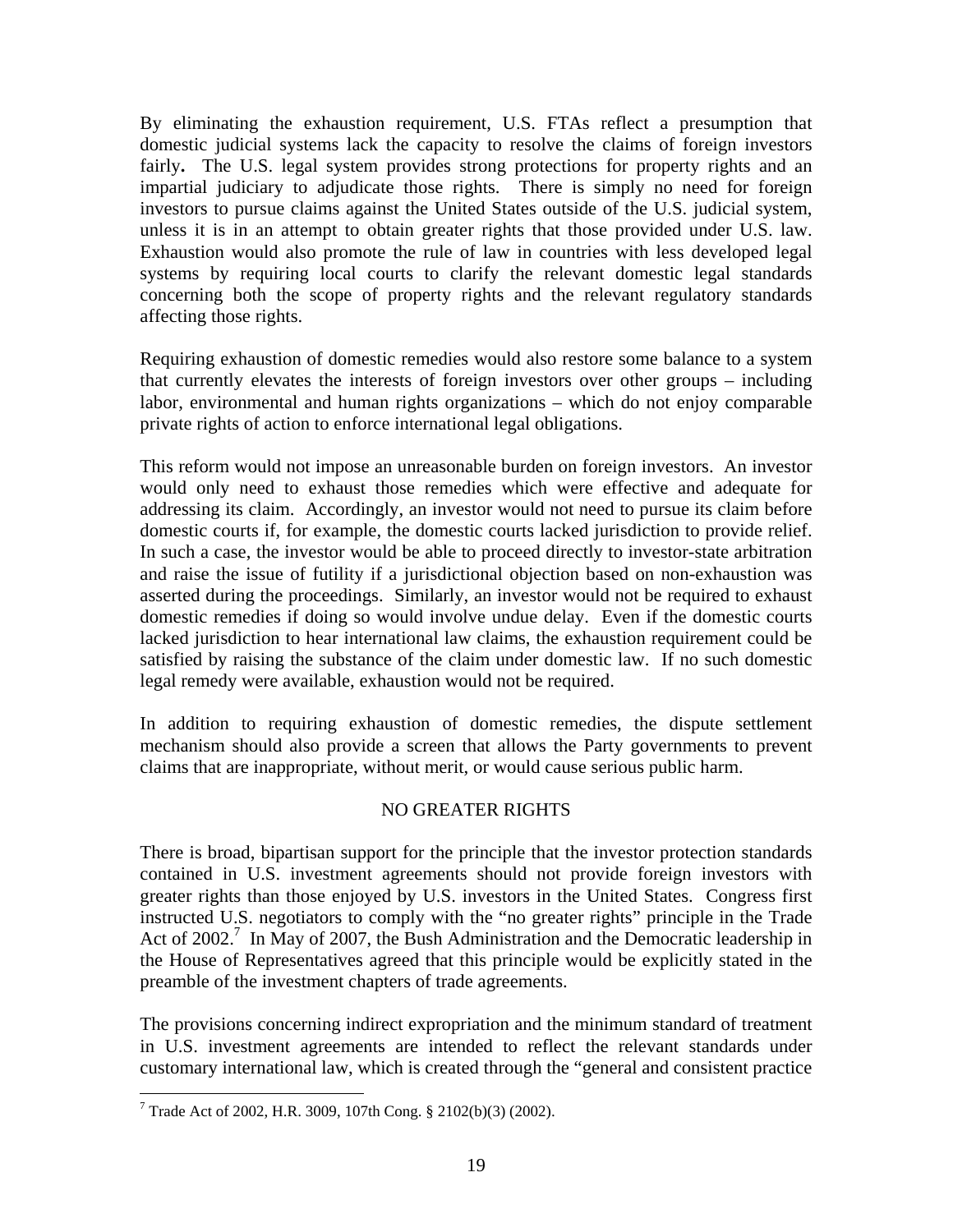By eliminating the exhaustion requirement, U.S. FTAs reflect a presumption that domestic judicial systems lack the capacity to resolve the claims of foreign investors fairly**.** The U.S. legal system provides strong protections for property rights and an impartial judiciary to adjudicate those rights. There is simply no need for foreign investors to pursue claims against the United States outside of the U.S. judicial system, unless it is in an attempt to obtain greater rights that those provided under U.S. law. Exhaustion would also promote the rule of law in countries with less developed legal systems by requiring local courts to clarify the relevant domestic legal standards concerning both the scope of property rights and the relevant regulatory standards affecting those rights.

Requiring exhaustion of domestic remedies would also restore some balance to a system that currently elevates the interests of foreign investors over other groups – including labor, environmental and human rights organizations – which do not enjoy comparable private rights of action to enforce international legal obligations.

This reform would not impose an unreasonable burden on foreign investors. An investor would only need to exhaust those remedies which were effective and adequate for addressing its claim. Accordingly, an investor would not need to pursue its claim before domestic courts if, for example, the domestic courts lacked jurisdiction to provide relief. In such a case, the investor would be able to proceed directly to investor-state arbitration and raise the issue of futility if a jurisdictional objection based on non-exhaustion was asserted during the proceedings. Similarly, an investor would not be required to exhaust domestic remedies if doing so would involve undue delay. Even if the domestic courts lacked jurisdiction to hear international law claims, the exhaustion requirement could be satisfied by raising the substance of the claim under domestic law. If no such domestic legal remedy were available, exhaustion would not be required.

In addition to requiring exhaustion of domestic remedies, the dispute settlement mechanism should also provide a screen that allows the Party governments to prevent claims that are inappropriate, without merit, or would cause serious public harm.

## NO GREATER RIGHTS

There is broad, bipartisan support for the principle that the investor protection standards contained in U.S. investment agreements should not provide foreign investors with greater rights than those enjoyed by U.S. investors in the United States. Congress first instructed U.S. negotiators to comply with the "no greater rights" principle in the Trade Act of 2002.[7] In May of 2007, the Bush Administration and the Democratic leadership in the House of Representatives agreed that this principle would be explicitly stated in the preamble of the investment chapters of trade agreements.

The provisions concerning indirect expropriation and the minimum standard of treatment in U.S. investment agreements are intended to reflect the relevant standards under customary international law, which is created through the "general and consistent practice

[7] Trade Act of 2002, H.R. 3009, 107th Cong. § 2102(b)(3) (2002).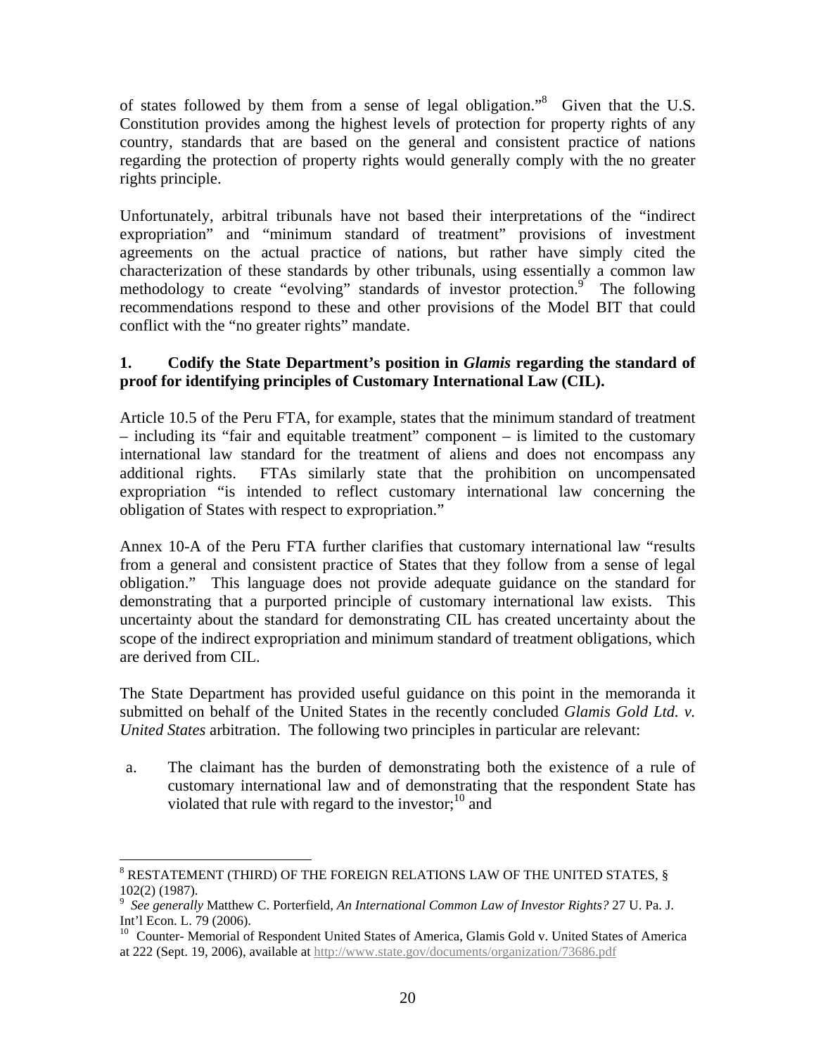of states followed by them from a sense of legal obligation."[8] Given that the U.S. Constitution provides among the highest levels of protection for property rights of any country, standards that are based on the general and consistent practice of nations regarding the protection of property rights would generally comply with the no greater rights principle.

Unfortunately, arbitral tribunals have not based their interpretations of the "indirect expropriation" and "minimum standard of treatment" provisions of investment agreements on the actual practice of nations, but rather have simply cited the characterization of these standards by other tribunals, using essentially a common law methodology to create "evolving" standards of investor protection.[9] The following recommendations respond to these and other provisions of the Model BIT that could conflict with the "no greater rights" mandate.

### 1. Codify the State Department's position in *Glamis* regarding the standard of proof for identifying principles of Customary International Law (CIL).

Article 10.5 of the Peru FTA, for example, states that the minimum standard of treatment – including its "fair and equitable treatment" component – is limited to the customary international law standard for the treatment of aliens and does not encompass any additional rights. FTAs similarly state that the prohibition on uncompensated expropriation "is intended to reflect customary international law concerning the obligation of States with respect to expropriation."

Annex 10-A of the Peru FTA further clarifies that customary international law "results from a general and consistent practice of States that they follow from a sense of legal obligation." This language does not provide adequate guidance on the standard for demonstrating that a purported principle of customary international law exists. This uncertainty about the standard for demonstrating CIL has created uncertainty about the scope of the indirect expropriation and minimum standard of treatment obligations, which are derived from CIL.

The State Department has provided useful guidance on this point in the memoranda it submitted on behalf of the United States in the recently concluded *Glamis Gold Ltd. v. United States* arbitration. The following two principles in particular are relevant:

a. The claimant has the burden of demonstrating both the existence of a rule of customary international law and of demonstrating that the respondent State has violated that rule with regard to the investor;[10] and

---

[8] RESTATEMENT (THIRD) OF THE FOREIGN RELATIONS LAW OF THE UNITED STATES, § 102(2) (1987).

[9] *See generally* Matthew C. Porterfield, *An International Common Law of Investor Rights?* 27 U. Pa. J. Int'l Econ. L. 79 (2006).

[10] Counter- Memorial of Respondent United States of America, Glamis Gold v. United States of America at 222 (Sept. 19, 2006), available at http://www.state.gov/documents/organization/73686.pdf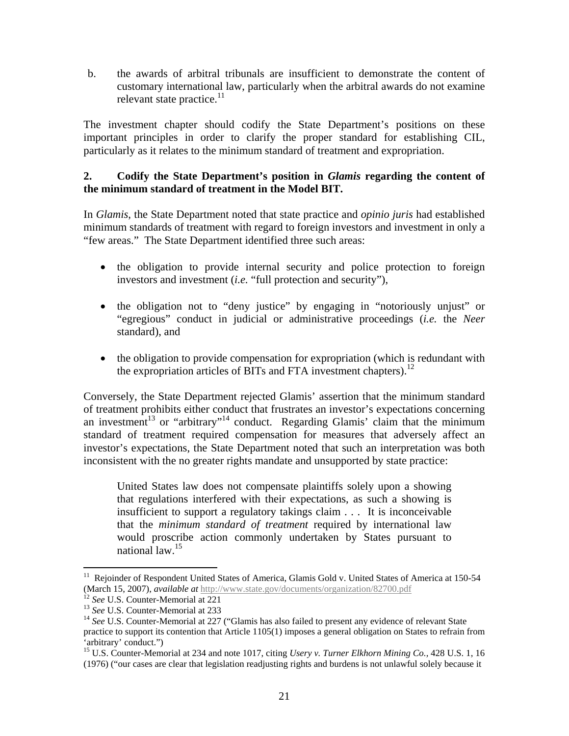b. the awards of arbitral tribunals are insufficient to demonstrate the content of customary international law, particularly when the arbitral awards do not examine relevant state practice.[11]

The investment chapter should codify the State Department's positions on these important principles in order to clarify the proper standard for establishing CIL, particularly as it relates to the minimum standard of treatment and expropriation.

**2. Codify the State Department's position in *Glamis* regarding the content of the minimum standard of treatment in the Model BIT.**

In *Glamis*, the State Department noted that state practice and *opinio juris* had established minimum standards of treatment with regard to foreign investors and investment in only a "few areas." The State Department identified three such areas:

- the obligation to provide internal security and police protection to foreign investors and investment (*i.e.* "full protection and security"),
- the obligation not to "deny justice" by engaging in "notoriously unjust" or "egregious" conduct in judicial or administrative proceedings (*i.e.* the *Neer* standard), and
- the obligation to provide compensation for expropriation (which is redundant with the expropriation articles of BITs and FTA investment chapters).[12]

Conversely, the State Department rejected Glamis' assertion that the minimum standard of treatment prohibits either conduct that frustrates an investor's expectations concerning an investment[13] or "arbitrary"[14] conduct. Regarding Glamis' claim that the minimum standard of treatment required compensation for measures that adversely affect an investor's expectations, the State Department noted that such an interpretation was both inconsistent with the no greater rights mandate and unsupported by state practice:

> United States law does not compensate plaintiffs solely upon a showing that regulations interfered with their expectations, as such a showing is insufficient to support a regulatory takings claim . . . It is inconceivable that the *minimum standard of treatment* required by international law would proscribe action commonly undertaken by States pursuant to national law.[15]

---

[11] Rejoinder of Respondent United States of America, Glamis Gold v. United States of America at 150-54 (March 15, 2007), ***available at*** http://www.state.gov/documents/organization/82700.pdf

[12] *See* U.S. Counter-Memorial at 221

[13] *See* U.S. Counter-Memorial at 233

[14] *See* U.S. Counter-Memorial at 227 ("Glamis has also failed to present any evidence of relevant State practice to support its contention that Article 1105(1) imposes a general obligation on States to refrain from 'arbitrary' conduct.")

[15] U.S. Counter-Memorial at 234 and note 1017, citing *Usery v. Turner Elkhorn Mining Co.,* 428 U.S. 1, 16 (1976) ("our cases are clear that legislation readjusting rights and burdens is not unlawful solely because it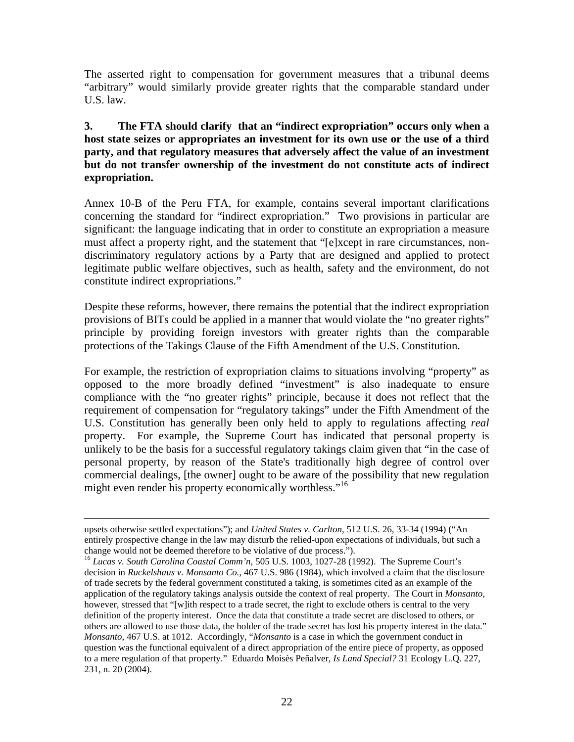The asserted right to compensation for government measures that a tribunal deems "arbitrary" would similarly provide greater rights that the comparable standard under U.S. law.

**3. The FTA should clarify that an "indirect expropriation" occurs only when a host state seizes or appropriates an investment for its own use or the use of a third party, and that regulatory measures that adversely affect the value of an investment but do not transfer ownership of the investment do not constitute acts of indirect expropriation.**

Annex 10-B of the Peru FTA, for example, contains several important clarifications concerning the standard for "indirect expropriation." Two provisions in particular are significant: the language indicating that in order to constitute an expropriation a measure must affect a property right, and the statement that "[e]xcept in rare circumstances, non-discriminatory regulatory actions by a Party that are designed and applied to protect legitimate public welfare objectives, such as health, safety and the environment, do not constitute indirect expropriations."

Despite these reforms, however, there remains the potential that the indirect expropriation provisions of BITs could be applied in a manner that would violate the "no greater rights" principle by providing foreign investors with greater rights than the comparable protections of the Takings Clause of the Fifth Amendment of the U.S. Constitution.

For example, the restriction of expropriation claims to situations involving "property" as opposed to the more broadly defined "investment" is also inadequate to ensure compliance with the "no greater rights" principle, because it does not reflect that the requirement of compensation for "regulatory takings" under the Fifth Amendment of the U.S. Constitution has generally been only held to apply to regulations affecting *real* property. For example, the Supreme Court has indicated that personal property is unlikely to be the basis for a successful regulatory takings claim given that "in the case of personal property, by reason of the State's traditionally high degree of control over commercial dealings, [the owner] ought to be aware of the possibility that new regulation might even render his property economically worthless."[16]

---

upsets otherwise settled expectations"); and *United States v. Carlton*, 512 U.S. 26, 33-34 (1994) ("An entirely prospective change in the law may disturb the relied-upon expectations of individuals, but such a change would not be deemed therefore to be violative of due process.").

[16] *Lucas v. South Carolina Coastal Comm'n*, 505 U.S. 1003, 1027-28 (1992). The Supreme Court's decision in *Ruckelshaus v. Monsanto Co.*, 467 U.S. 986 (1984), which involved a claim that the disclosure of trade secrets by the federal government constituted a taking, is sometimes cited as an example of the application of the regulatory takings analysis outside the context of real property. The Court in *Monsanto*, however, stressed that "[w]ith respect to a trade secret, the right to exclude others is central to the very definition of the property interest. Once the data that constitute a trade secret are disclosed to others, or others are allowed to use those data, the holder of the trade secret has lost his property interest in the data." *Monsanto*, 467 U.S. at 1012. Accordingly, "*Monsanto* is a case in which the government conduct in question was the functional equivalent of a direct appropriation of the entire piece of property, as opposed to a mere regulation of that property." Eduardo Moisès Peñalver, *Is Land Special?* 31 Ecology L.Q. 227, 231, n. 20 (2004).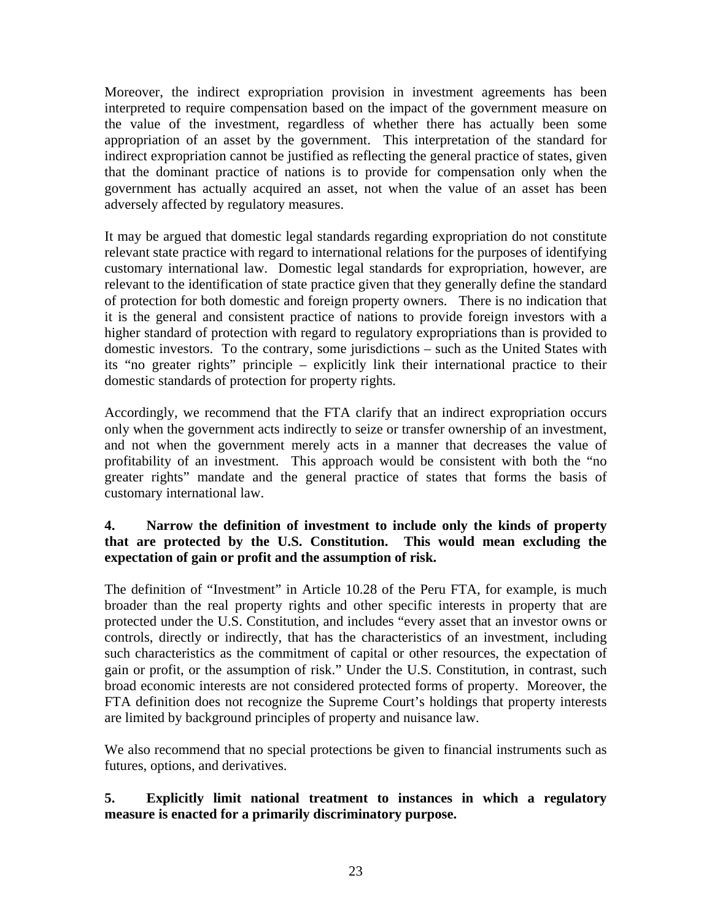Moreover, the indirect expropriation provision in investment agreements has been interpreted to require compensation based on the impact of the government measure on the value of the investment, regardless of whether there has actually been some appropriation of an asset by the government. This interpretation of the standard for indirect expropriation cannot be justified as reflecting the general practice of states, given that the dominant practice of nations is to provide for compensation only when the government has actually acquired an asset, not when the value of an asset has been adversely affected by regulatory measures.

It may be argued that domestic legal standards regarding expropriation do not constitute relevant state practice with regard to international relations for the purposes of identifying customary international law. Domestic legal standards for expropriation, however, are relevant to the identification of state practice given that they generally define the standard of protection for both domestic and foreign property owners. There is no indication that it is the general and consistent practice of nations to provide foreign investors with a higher standard of protection with regard to regulatory expropriations than is provided to domestic investors. To the contrary, some jurisdictions – such as the United States with its "no greater rights" principle – explicitly link their international practice to their domestic standards of protection for property rights.

Accordingly, we recommend that the FTA clarify that an indirect expropriation occurs only when the government acts indirectly to seize or transfer ownership of an investment, and not when the government merely acts in a manner that decreases the value of profitability of an investment. This approach would be consistent with both the "no greater rights" mandate and the general practice of states that forms the basis of customary international law.

**4. Narrow the definition of investment to include only the kinds of property that are protected by the U.S. Constitution. This would mean excluding the expectation of gain or profit and the assumption of risk.**

The definition of "Investment" in Article 10.28 of the Peru FTA, for example, is much broader than the real property rights and other specific interests in property that are protected under the U.S. Constitution, and includes "every asset that an investor owns or controls, directly or indirectly, that has the characteristics of an investment, including such characteristics as the commitment of capital or other resources, the expectation of gain or profit, or the assumption of risk." Under the U.S. Constitution, in contrast, such broad economic interests are not considered protected forms of property. Moreover, the FTA definition does not recognize the Supreme Court's holdings that property interests are limited by background principles of property and nuisance law.

We also recommend that no special protections be given to financial instruments such as futures, options, and derivatives.

**5. Explicitly limit national treatment to instances in which a regulatory measure is enacted for a primarily discriminatory purpose.**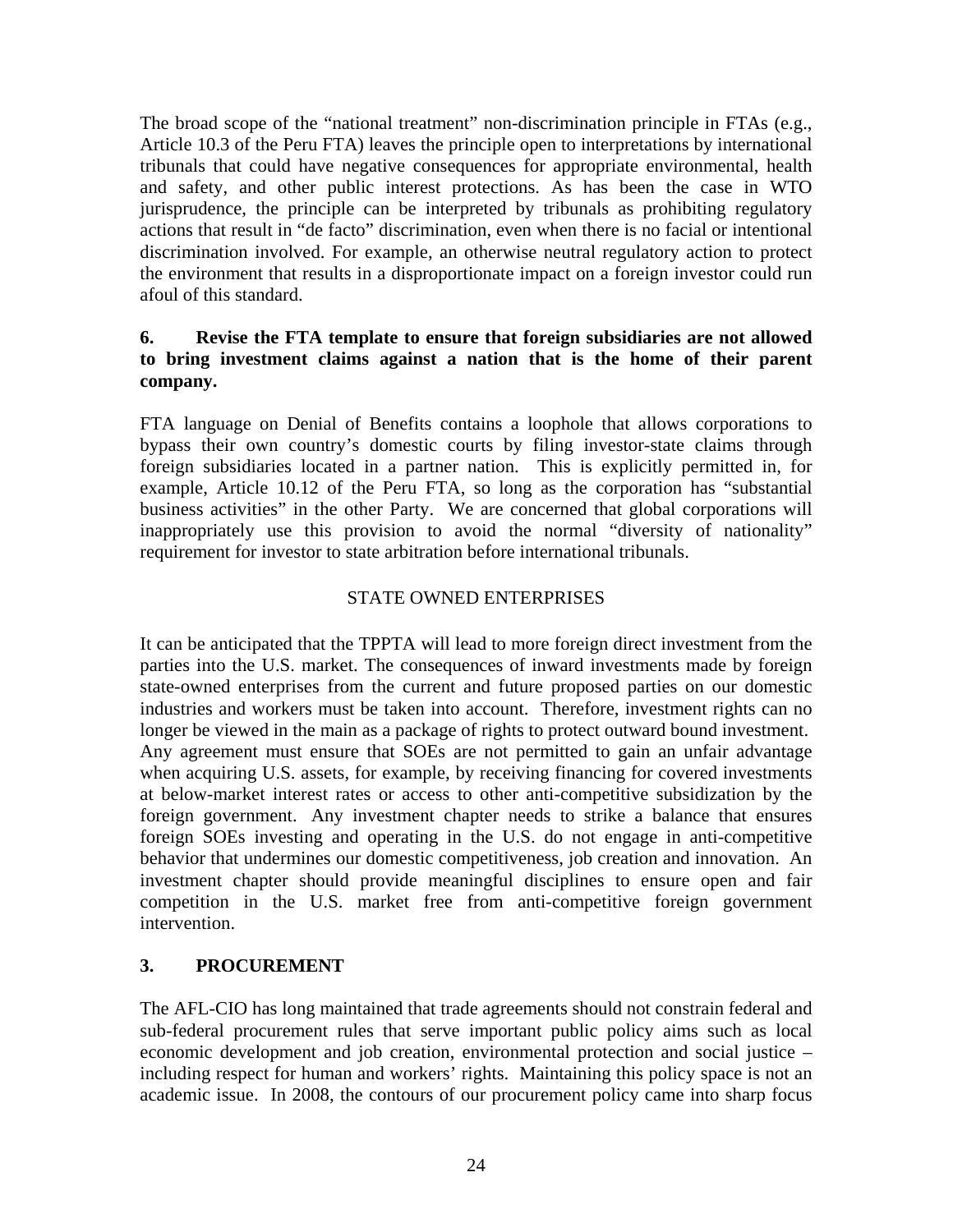The broad scope of the "national treatment" non-discrimination principle in FTAs (e.g., Article 10.3 of the Peru FTA) leaves the principle open to interpretations by international tribunals that could have negative consequences for appropriate environmental, health and safety, and other public interest protections. As has been the case in WTO jurisprudence, the principle can be interpreted by tribunals as prohibiting regulatory actions that result in "de facto" discrimination, even when there is no facial or intentional discrimination involved. For example, an otherwise neutral regulatory action to protect the environment that results in a disproportionate impact on a foreign investor could run afoul of this standard.

**6. Revise the FTA template to ensure that foreign subsidiaries are not allowed to bring investment claims against a nation that is the home of their parent company.**

FTA language on Denial of Benefits contains a loophole that allows corporations to bypass their own country's domestic courts by filing investor-state claims through foreign subsidiaries located in a partner nation. This is explicitly permitted in, for example, Article 10.12 of the Peru FTA, so long as the corporation has "substantial business activities" in the other Party. We are concerned that global corporations will inappropriately use this provision to avoid the normal "diversity of nationality" requirement for investor to state arbitration before international tribunals.

STATE OWNED ENTERPRISES

It can be anticipated that the TPPTA will lead to more foreign direct investment from the parties into the U.S. market. The consequences of inward investments made by foreign state-owned enterprises from the current and future proposed parties on our domestic industries and workers must be taken into account. Therefore, investment rights can no longer be viewed in the main as a package of rights to protect outward bound investment. Any agreement must ensure that SOEs are not permitted to gain an unfair advantage when acquiring U.S. assets, for example, by receiving financing for covered investments at below-market interest rates or access to other anti-competitive subsidization by the foreign government. Any investment chapter needs to strike a balance that ensures foreign SOEs investing and operating in the U.S. do not engage in anti-competitive behavior that undermines our domestic competitiveness, job creation and innovation. An investment chapter should provide meaningful disciplines to ensure open and fair competition in the U.S. market free from anti-competitive foreign government intervention.

## 3. PROCUREMENT

The AFL-CIO has long maintained that trade agreements should not constrain federal and sub-federal procurement rules that serve important public policy aims such as local economic development and job creation, environmental protection and social justice – including respect for human and workers' rights. Maintaining this policy space is not an academic issue. In 2008, the contours of our procurement policy came into sharp focus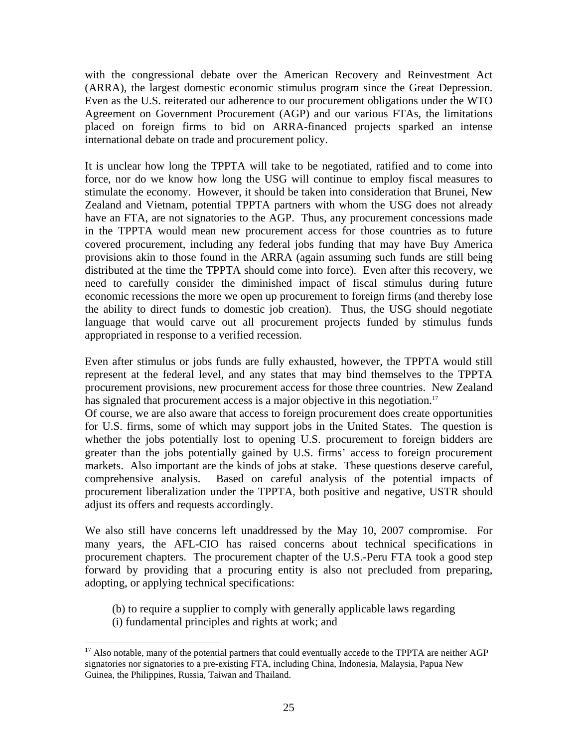with the congressional debate over the American Recovery and Reinvestment Act (ARRA), the largest domestic economic stimulus program since the Great Depression. Even as the U.S. reiterated our adherence to our procurement obligations under the WTO Agreement on Government Procurement (AGP) and our various FTAs, the limitations placed on foreign firms to bid on ARRA-financed projects sparked an intense international debate on trade and procurement policy.

It is unclear how long the TPPTA will take to be negotiated, ratified and to come into force, nor do we know how long the USG will continue to employ fiscal measures to stimulate the economy. However, it should be taken into consideration that Brunei, New Zealand and Vietnam, potential TPPTA partners with whom the USG does not already have an FTA, are not signatories to the AGP. Thus, any procurement concessions made in the TPPTA would mean new procurement access for those countries as to future covered procurement, including any federal jobs funding that may have Buy America provisions akin to those found in the ARRA (again assuming such funds are still being distributed at the time the TPPTA should come into force). Even after this recovery, we need to carefully consider the diminished impact of fiscal stimulus during future economic recessions the more we open up procurement to foreign firms (and thereby lose the ability to direct funds to domestic job creation). Thus, the USG should negotiate language that would carve out all procurement projects funded by stimulus funds appropriated in response to a verified recession.

Even after stimulus or jobs funds are fully exhausted, however, the TPPTA would still represent at the federal level, and any states that may bind themselves to the TPPTA procurement provisions, new procurement access for those three countries. New Zealand has signaled that procurement access is a major objective in this negotiation.[17]

Of course, we are also aware that access to foreign procurement does create opportunities for U.S. firms, some of which may support jobs in the United States. The question is whether the jobs potentially lost to opening U.S. procurement to foreign bidders are greater than the jobs potentially gained by U.S. firms' access to foreign procurement markets. Also important are the kinds of jobs at stake. These questions deserve careful, comprehensive analysis. Based on careful analysis of the potential impacts of procurement liberalization under the TPPTA, both positive and negative, USTR should adjust its offers and requests accordingly.

We also still have concerns left unaddressed by the May 10, 2007 compromise. For many years, the AFL-CIO has raised concerns about technical specifications in procurement chapters. The procurement chapter of the U.S.-Peru FTA took a good step forward by providing that a procuring entity is also not precluded from preparing, adopting, or applying technical specifications:

> (b) to require a supplier to comply with generally applicable laws regarding
> (i) fundamental principles and rights at work; and

[17] Also notable, many of the potential partners that could eventually accede to the TPPTA are neither AGP signatories nor signatories to a pre-existing FTA, including China, Indonesia, Malaysia, Papua New Guinea, the Philippines, Russia, Taiwan and Thailand.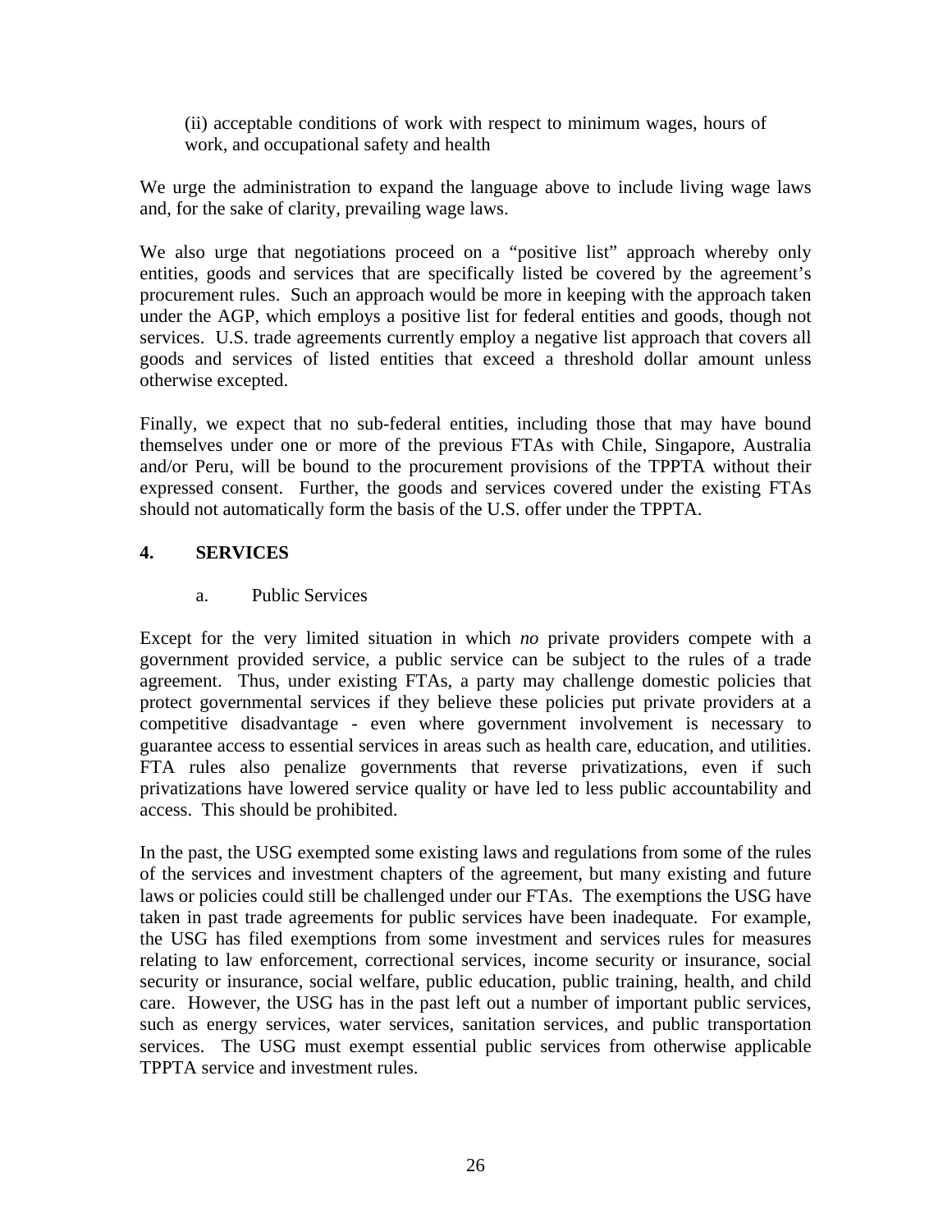(ii) acceptable conditions of work with respect to minimum wages, hours of work, and occupational safety and health

We urge the administration to expand the language above to include living wage laws and, for the sake of clarity, prevailing wage laws.

We also urge that negotiations proceed on a "positive list" approach whereby only entities, goods and services that are specifically listed be covered by the agreement's procurement rules. Such an approach would be more in keeping with the approach taken under the AGP, which employs a positive list for federal entities and goods, though not services. U.S. trade agreements currently employ a negative list approach that covers all goods and services of listed entities that exceed a threshold dollar amount unless otherwise excepted.

Finally, we expect that no sub-federal entities, including those that may have bound themselves under one or more of the previous FTAs with Chile, Singapore, Australia and/or Peru, will be bound to the procurement provisions of the TPPTA without their expressed consent. Further, the goods and services covered under the existing FTAs should not automatically form the basis of the U.S. offer under the TPPTA.

## 4. SERVICES

### a. Public Services

Except for the very limited situation in which *no* private providers compete with a government provided service, a public service can be subject to the rules of a trade agreement. Thus, under existing FTAs, a party may challenge domestic policies that protect governmental services if they believe these policies put private providers at a competitive disadvantage - even where government involvement is necessary to guarantee access to essential services in areas such as health care, education, and utilities. FTA rules also penalize governments that reverse privatizations, even if such privatizations have lowered service quality or have led to less public accountability and access. This should be prohibited.

In the past, the USG exempted some existing laws and regulations from some of the rules of the services and investment chapters of the agreement, but many existing and future laws or policies could still be challenged under our FTAs. The exemptions the USG have taken in past trade agreements for public services have been inadequate. For example, the USG has filed exemptions from some investment and services rules for measures relating to law enforcement, correctional services, income security or insurance, social security or insurance, social welfare, public education, public training, health, and child care. However, the USG has in the past left out a number of important public services, such as energy services, water services, sanitation services, and public transportation services. The USG must exempt essential public services from otherwise applicable TPPTA service and investment rules.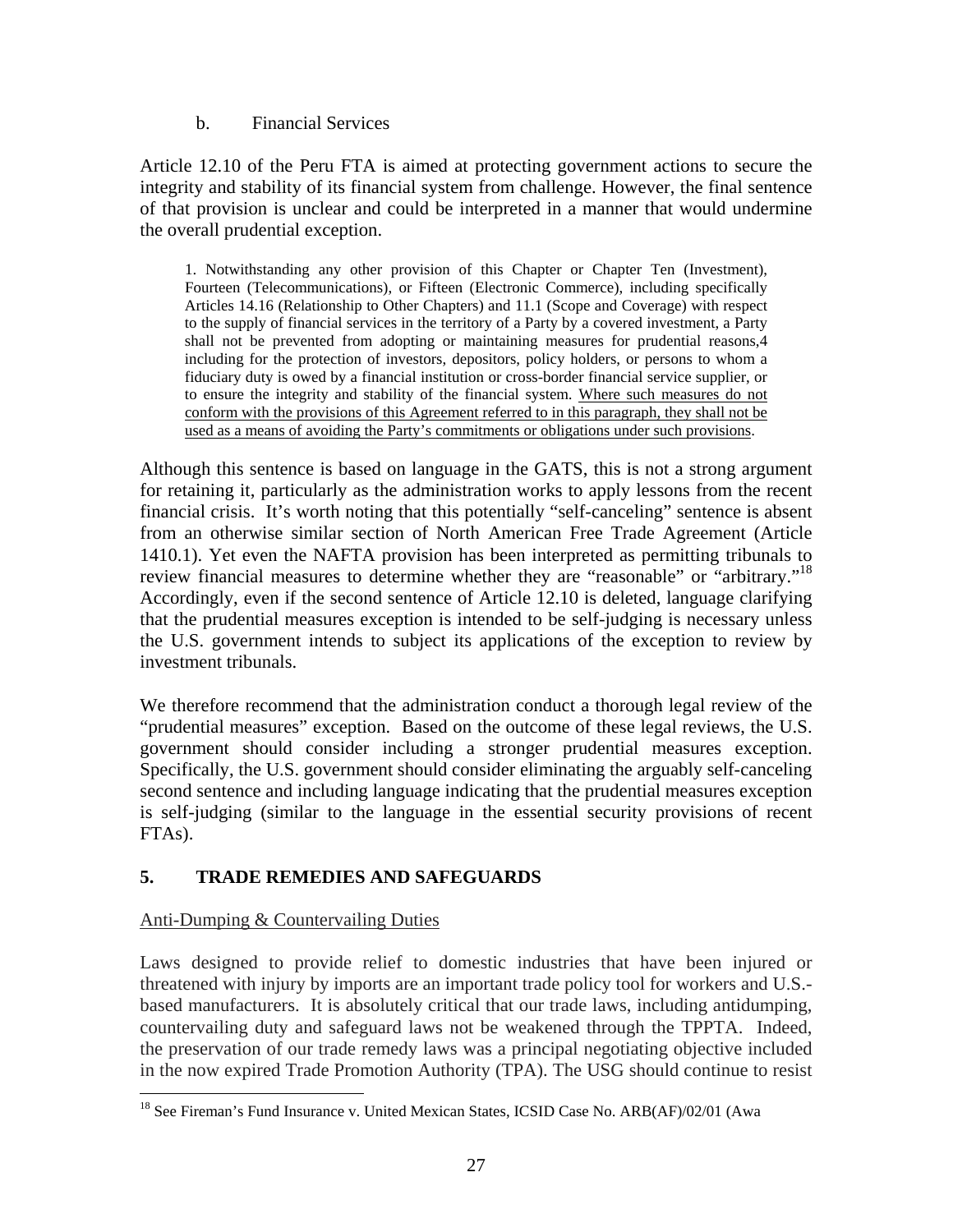b. Financial Services

Article 12.10 of the Peru FTA is aimed at protecting government actions to secure the integrity and stability of its financial system from challenge. However, the final sentence of that provision is unclear and could be interpreted in a manner that would undermine the overall prudential exception.

> 1. Notwithstanding any other provision of this Chapter or Chapter Ten (Investment), Fourteen (Telecommunications), or Fifteen (Electronic Commerce), including specifically Articles 14.16 (Relationship to Other Chapters) and 11.1 (Scope and Coverage) with respect to the supply of financial services in the territory of a Party by a covered investment, a Party shall not be prevented from adopting or maintaining measures for prudential reasons,4 including for the protection of investors, depositors, policy holders, or persons to whom a fiduciary duty is owed by a financial institution or cross-border financial service supplier, or to ensure the integrity and stability of the financial system. <u>Where such measures do not conform with the provisions of this Agreement referred to in this paragraph, they shall not be used as a means of avoiding the Party's commitments or obligations under such provisions</u>.

Although this sentence is based on language in the GATS, this is not a strong argument for retaining it, particularly as the administration works to apply lessons from the recent financial crisis. It's worth noting that this potentially "self-canceling" sentence is absent from an otherwise similar section of North American Free Trade Agreement (Article 1410.1). Yet even the NAFTA provision has been interpreted as permitting tribunals to review financial measures to determine whether they are "reasonable" or "arbitrary."[18] Accordingly, even if the second sentence of Article 12.10 is deleted, language clarifying that the prudential measures exception is intended to be self-judging is necessary unless the U.S. government intends to subject its applications of the exception to review by investment tribunals.

We therefore recommend that the administration conduct a thorough legal review of the "prudential measures" exception. Based on the outcome of these legal reviews, the U.S. government should consider including a stronger prudential measures exception. Specifically, the U.S. government should consider eliminating the arguably self-canceling second sentence and including language indicating that the prudential measures exception is self-judging (similar to the language in the essential security provisions of recent FTAs).

## 5. TRADE REMEDIES AND SAFEGUARDS

<u>Anti-Dumping & Countervailing Duties</u>

Laws designed to provide relief to domestic industries that have been injured or threatened with injury by imports are an important trade policy tool for workers and U.S.-based manufacturers. It is absolutely critical that our trade laws, including antidumping, countervailing duty and safeguard laws not be weakened through the TPPTA. Indeed, the preservation of our trade remedy laws was a principal negotiating objective included in the now expired Trade Promotion Authority (TPA). The USG should continue to resist

[18] See Fireman's Fund Insurance v. United Mexican States, ICSID Case No. ARB(AF)/02/01 (Awa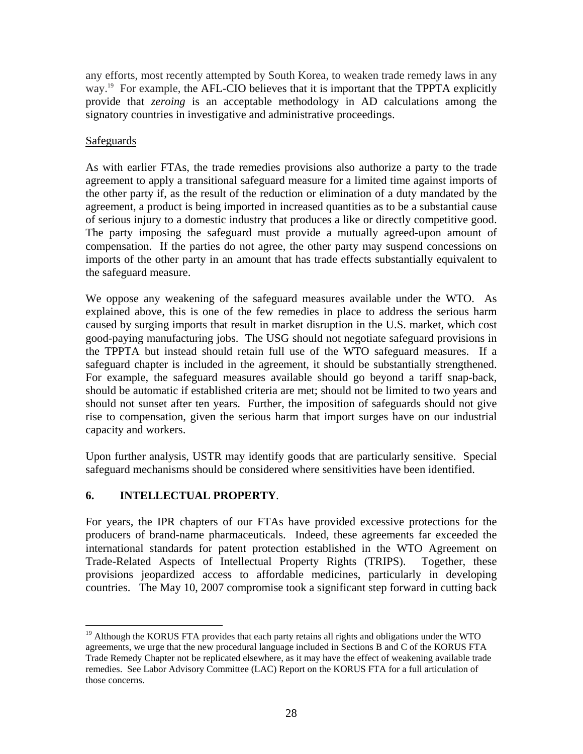any efforts, most recently attempted by South Korea, to weaken trade remedy laws in any way.[19] For example, the AFL-CIO believes that it is important that the TPPTA explicitly provide that *zeroing* is an acceptable methodology in AD calculations among the signatory countries in investigative and administrative proceedings.

Safeguards

As with earlier FTAs, the trade remedies provisions also authorize a party to the trade agreement to apply a transitional safeguard measure for a limited time against imports of the other party if, as the result of the reduction or elimination of a duty mandated by the agreement, a product is being imported in increased quantities as to be a substantial cause of serious injury to a domestic industry that produces a like or directly competitive good. The party imposing the safeguard must provide a mutually agreed-upon amount of compensation. If the parties do not agree, the other party may suspend concessions on imports of the other party in an amount that has trade effects substantially equivalent to the safeguard measure.

We oppose any weakening of the safeguard measures available under the WTO. As explained above, this is one of the few remedies in place to address the serious harm caused by surging imports that result in market disruption in the U.S. market, which cost good-paying manufacturing jobs. The USG should not negotiate safeguard provisions in the TPPTA but instead should retain full use of the WTO safeguard measures. If a safeguard chapter is included in the agreement, it should be substantially strengthened. For example, the safeguard measures available should go beyond a tariff snap-back, should be automatic if established criteria are met; should not be limited to two years and should not sunset after ten years. Further, the imposition of safeguards should not give rise to compensation, given the serious harm that import surges have on our industrial capacity and workers.

Upon further analysis, USTR may identify goods that are particularly sensitive. Special safeguard mechanisms should be considered where sensitivities have been identified.

## 6. INTELLECTUAL PROPERTY.

For years, the IPR chapters of our FTAs have provided excessive protections for the producers of brand-name pharmaceuticals. Indeed, these agreements far exceeded the international standards for patent protection established in the WTO Agreement on Trade-Related Aspects of Intellectual Property Rights (TRIPS). Together, these provisions jeopardized access to affordable medicines, particularly in developing countries. The May 10, 2007 compromise took a significant step forward in cutting back

[19] Although the KORUS FTA provides that each party retains all rights and obligations under the WTO agreements, we urge that the new procedural language included in Sections B and C of the KORUS FTA Trade Remedy Chapter not be replicated elsewhere, as it may have the effect of weakening available trade remedies. See Labor Advisory Committee (LAC) Report on the KORUS FTA for a full articulation of those concerns.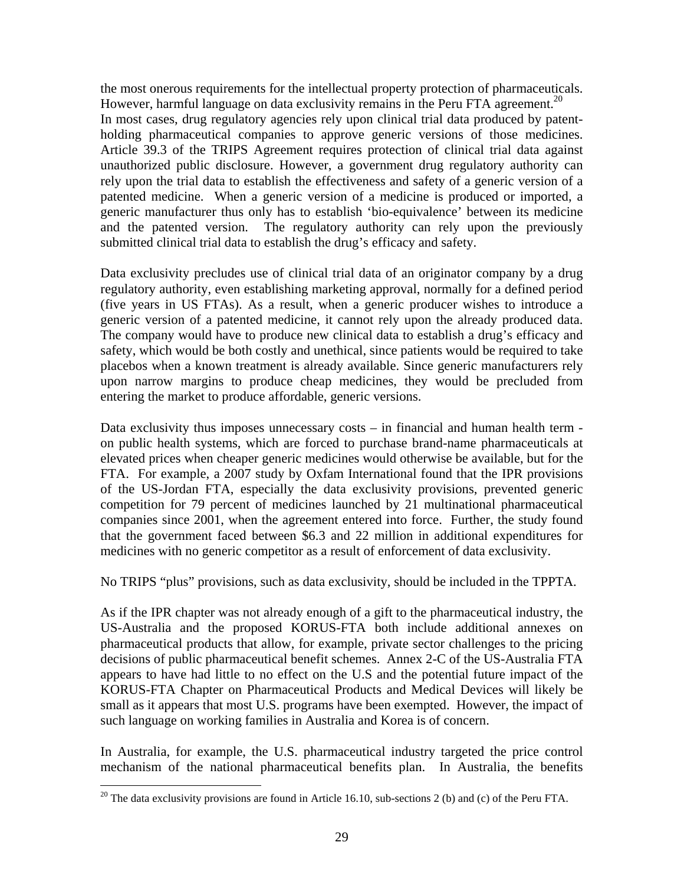the most onerous requirements for the intellectual property protection of pharmaceuticals. However, harmful language on data exclusivity remains in the Peru FTA agreement.[20]

In most cases, drug regulatory agencies rely upon clinical trial data produced by patent-holding pharmaceutical companies to approve generic versions of those medicines. Article 39.3 of the TRIPS Agreement requires protection of clinical trial data against unauthorized public disclosure. However, a government drug regulatory authority can rely upon the trial data to establish the effectiveness and safety of a generic version of a patented medicine. When a generic version of a medicine is produced or imported, a generic manufacturer thus only has to establish 'bio-equivalence' between its medicine and the patented version. The regulatory authority can rely upon the previously submitted clinical trial data to establish the drug's efficacy and safety.

Data exclusivity precludes use of clinical trial data of an originator company by a drug regulatory authority, even establishing marketing approval, normally for a defined period (five years in US FTAs). As a result, when a generic producer wishes to introduce a generic version of a patented medicine, it cannot rely upon the already produced data. The company would have to produce new clinical data to establish a drug's efficacy and safety, which would be both costly and unethical, since patients would be required to take placebos when a known treatment is already available. Since generic manufacturers rely upon narrow margins to produce cheap medicines, they would be precluded from entering the market to produce affordable, generic versions.

Data exclusivity thus imposes unnecessary costs – in financial and human health term - on public health systems, which are forced to purchase brand-name pharmaceuticals at elevated prices when cheaper generic medicines would otherwise be available, but for the FTA. For example, a 2007 study by Oxfam International found that the IPR provisions of the US-Jordan FTA, especially the data exclusivity provisions, prevented generic competition for 79 percent of medicines launched by 21 multinational pharmaceutical companies since 2001, when the agreement entered into force. Further, the study found that the government faced between \$6.3 and 22 million in additional expenditures for medicines with no generic competitor as a result of enforcement of data exclusivity.

No TRIPS "plus" provisions, such as data exclusivity, should be included in the TPPTA.

As if the IPR chapter was not already enough of a gift to the pharmaceutical industry, the US-Australia and the proposed KORUS-FTA both include additional annexes on pharmaceutical products that allow, for example, private sector challenges to the pricing decisions of public pharmaceutical benefit schemes. Annex 2-C of the US-Australia FTA appears to have had little to no effect on the U.S and the potential future impact of the KORUS-FTA Chapter on Pharmaceutical Products and Medical Devices will likely be small as it appears that most U.S. programs have been exempted. However, the impact of such language on working families in Australia and Korea is of concern.

In Australia, for example, the U.S. pharmaceutical industry targeted the price control mechanism of the national pharmaceutical benefits plan. In Australia, the benefits

---

[20] The data exclusivity provisions are found in Article 16.10, sub-sections 2 (b) and (c) of the Peru FTA.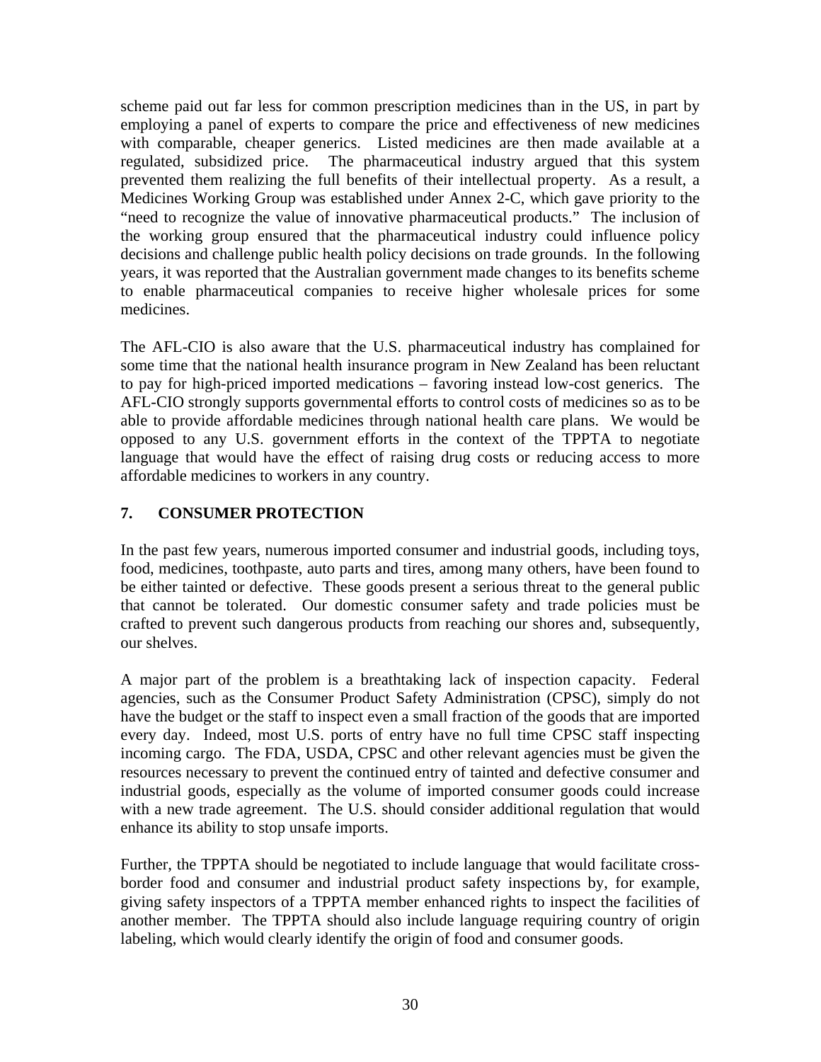scheme paid out far less for common prescription medicines than in the US, in part by employing a panel of experts to compare the price and effectiveness of new medicines with comparable, cheaper generics. Listed medicines are then made available at a regulated, subsidized price. The pharmaceutical industry argued that this system prevented them realizing the full benefits of their intellectual property. As a result, a Medicines Working Group was established under Annex 2-C, which gave priority to the "need to recognize the value of innovative pharmaceutical products." The inclusion of the working group ensured that the pharmaceutical industry could influence policy decisions and challenge public health policy decisions on trade grounds. In the following years, it was reported that the Australian government made changes to its benefits scheme to enable pharmaceutical companies to receive higher wholesale prices for some medicines.

The AFL-CIO is also aware that the U.S. pharmaceutical industry has complained for some time that the national health insurance program in New Zealand has been reluctant to pay for high-priced imported medications – favoring instead low-cost generics. The AFL-CIO strongly supports governmental efforts to control costs of medicines so as to be able to provide affordable medicines through national health care plans. We would be opposed to any U.S. government efforts in the context of the TPPTA to negotiate language that would have the effect of raising drug costs or reducing access to more affordable medicines to workers in any country.

## 7. CONSUMER PROTECTION

In the past few years, numerous imported consumer and industrial goods, including toys, food, medicines, toothpaste, auto parts and tires, among many others, have been found to be either tainted or defective. These goods present a serious threat to the general public that cannot be tolerated. Our domestic consumer safety and trade policies must be crafted to prevent such dangerous products from reaching our shores and, subsequently, our shelves.

A major part of the problem is a breathtaking lack of inspection capacity. Federal agencies, such as the Consumer Product Safety Administration (CPSC), simply do not have the budget or the staff to inspect even a small fraction of the goods that are imported every day. Indeed, most U.S. ports of entry have no full time CPSC staff inspecting incoming cargo. The FDA, USDA, CPSC and other relevant agencies must be given the resources necessary to prevent the continued entry of tainted and defective consumer and industrial goods, especially as the volume of imported consumer goods could increase with a new trade agreement. The U.S. should consider additional regulation that would enhance its ability to stop unsafe imports.

Further, the TPPTA should be negotiated to include language that would facilitate cross-border food and consumer and industrial product safety inspections by, for example, giving safety inspectors of a TPPTA member enhanced rights to inspect the facilities of another member. The TPPTA should also include language requiring country of origin labeling, which would clearly identify the origin of food and consumer goods.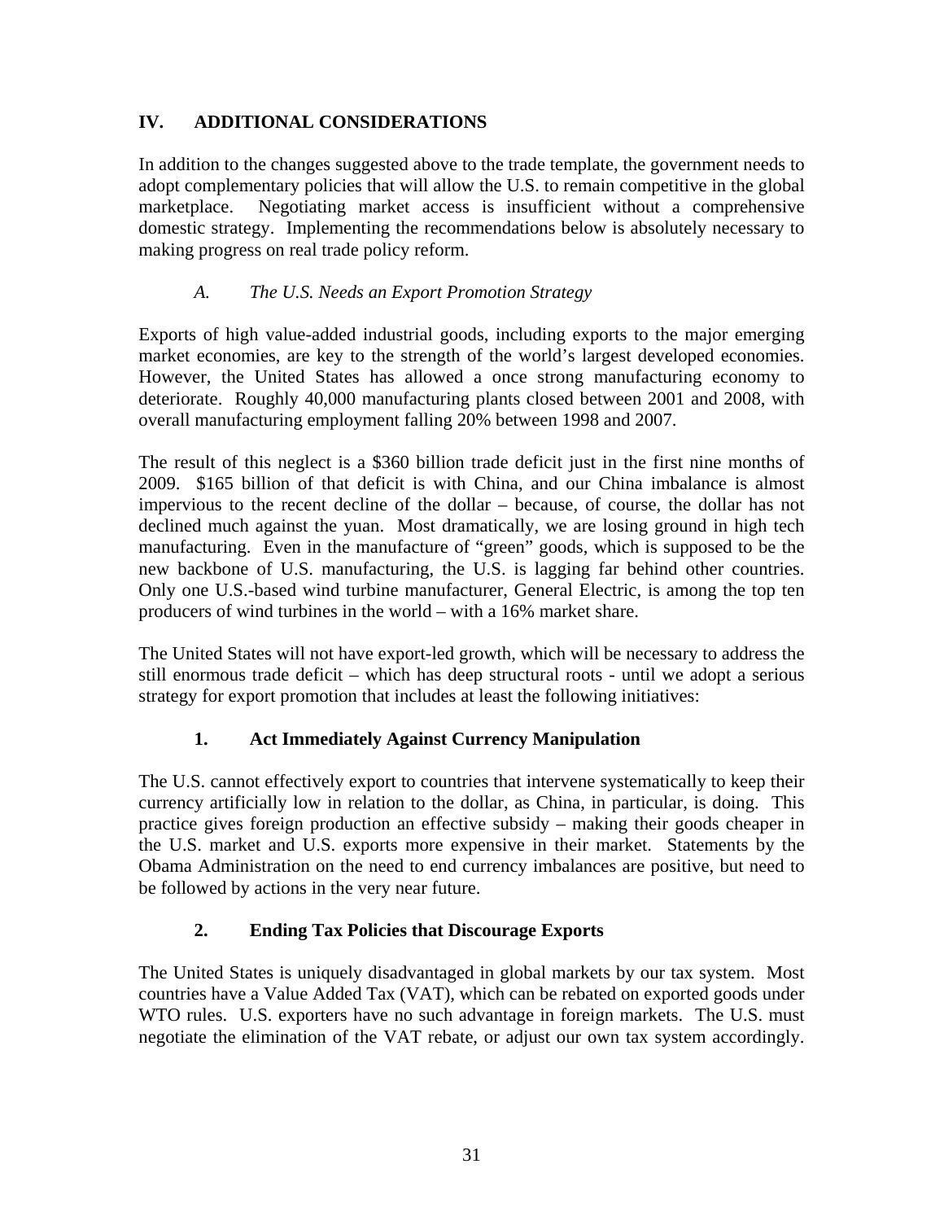## IV. ADDITIONAL CONSIDERATIONS

In addition to the changes suggested above to the trade template, the government needs to adopt complementary policies that will allow the U.S. to remain competitive in the global marketplace. Negotiating market access is insufficient without a comprehensive domestic strategy. Implementing the recommendations below is absolutely necessary to making progress on real trade policy reform.

### *A. The U.S. Needs an Export Promotion Strategy*

Exports of high value-added industrial goods, including exports to the major emerging market economies, are key to the strength of the world's largest developed economies. However, the United States has allowed a once strong manufacturing economy to deteriorate. Roughly 40,000 manufacturing plants closed between 2001 and 2008, with overall manufacturing employment falling 20% between 1998 and 2007.

The result of this neglect is a $360 billion trade deficit just in the first nine months of 2009. $165 billion of that deficit is with China, and our China imbalance is almost impervious to the recent decline of the dollar – because, of course, the dollar has not declined much against the yuan. Most dramatically, we are losing ground in high tech manufacturing. Even in the manufacture of "green" goods, which is supposed to be the new backbone of U.S. manufacturing, the U.S. is lagging far behind other countries. Only one U.S.-based wind turbine manufacturer, General Electric, is among the top ten producers of wind turbines in the world – with a 16% market share.

The United States will not have export-led growth, which will be necessary to address the still enormous trade deficit – which has deep structural roots - until we adopt a serious strategy for export promotion that includes at least the following initiatives:

#### 1. Act Immediately Against Currency Manipulation

The U.S. cannot effectively export to countries that intervene systematically to keep their currency artificially low in relation to the dollar, as China, in particular, is doing. This practice gives foreign production an effective subsidy – making their goods cheaper in the U.S. market and U.S. exports more expensive in their market. Statements by the Obama Administration on the need to end currency imbalances are positive, but need to be followed by actions in the very near future.

#### 2. Ending Tax Policies that Discourage Exports

The United States is uniquely disadvantaged in global markets by our tax system. Most countries have a Value Added Tax (VAT), which can be rebated on exported goods under WTO rules. U.S. exporters have no such advantage in foreign markets. The U.S. must negotiate the elimination of the VAT rebate, or adjust our own tax system accordingly.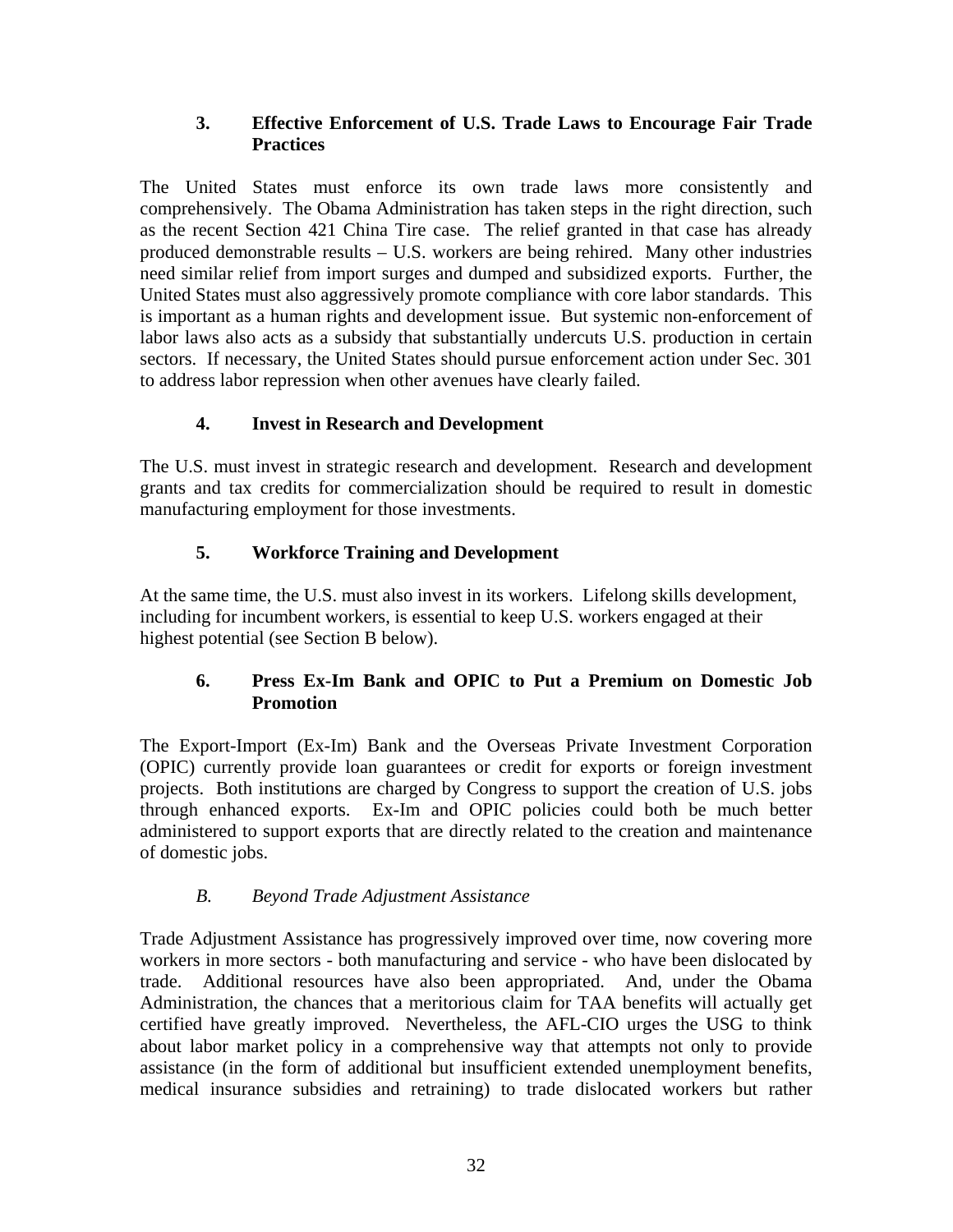### 3. Effective Enforcement of U.S. Trade Laws to Encourage Fair Trade Practices

The United States must enforce its own trade laws more consistently and comprehensively. The Obama Administration has taken steps in the right direction, such as the recent Section 421 China Tire case. The relief granted in that case has already produced demonstrable results – U.S. workers are being rehired. Many other industries need similar relief from import surges and dumped and subsidized exports. Further, the United States must also aggressively promote compliance with core labor standards. This is important as a human rights and development issue. But systemic non-enforcement of labor laws also acts as a subsidy that substantially undercuts U.S. production in certain sectors. If necessary, the United States should pursue enforcement action under Sec. 301 to address labor repression when other avenues have clearly failed.

### 4. Invest in Research and Development

The U.S. must invest in strategic research and development. Research and development grants and tax credits for commercialization should be required to result in domestic manufacturing employment for those investments.

### 5. Workforce Training and Development

At the same time, the U.S. must also invest in its workers. Lifelong skills development, including for incumbent workers, is essential to keep U.S. workers engaged at their highest potential (see Section B below).

### 6. Press Ex-Im Bank and OPIC to Put a Premium on Domestic Job Promotion

The Export-Import (Ex-Im) Bank and the Overseas Private Investment Corporation (OPIC) currently provide loan guarantees or credit for exports or foreign investment projects. Both institutions are charged by Congress to support the creation of U.S. jobs through enhanced exports. Ex-Im and OPIC policies could both be much better administered to support exports that are directly related to the creation and maintenance of domestic jobs.

## *B. Beyond Trade Adjustment Assistance*

Trade Adjustment Assistance has progressively improved over time, now covering more workers in more sectors - both manufacturing and service - who have been dislocated by trade. Additional resources have also been appropriated. And, under the Obama Administration, the chances that a meritorious claim for TAA benefits will actually get certified have greatly improved. Nevertheless, the AFL-CIO urges the USG to think about labor market policy in a comprehensive way that attempts not only to provide assistance (in the form of additional but insufficient extended unemployment benefits, medical insurance subsidies and retraining) to trade dislocated workers but rather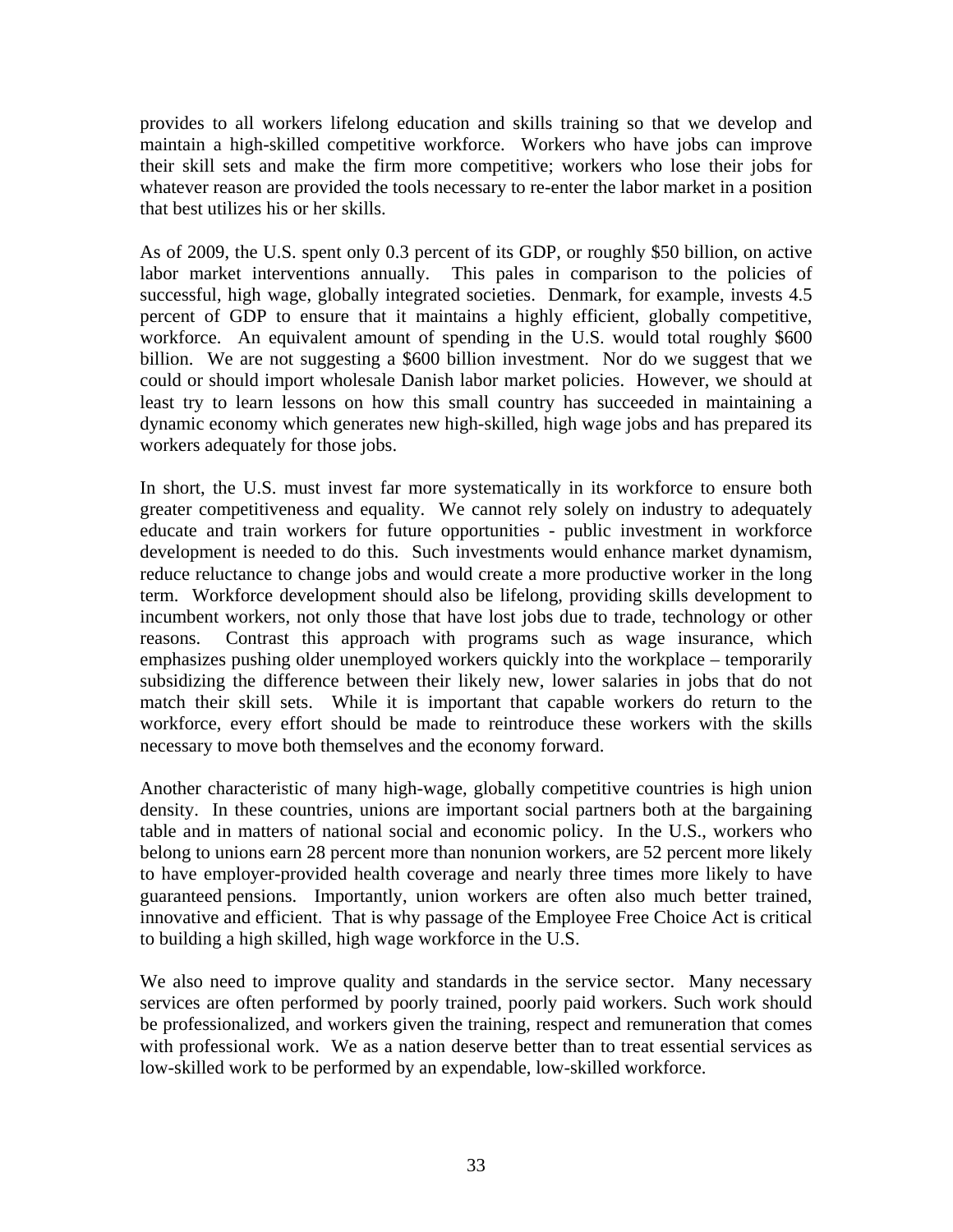provides to all workers lifelong education and skills training so that we develop and maintain a high-skilled competitive workforce. Workers who have jobs can improve their skill sets and make the firm more competitive; workers who lose their jobs for whatever reason are provided the tools necessary to re-enter the labor market in a position that best utilizes his or her skills.

As of 2009, the U.S. spent only 0.3 percent of its GDP, or roughly $50 billion, on active labor market interventions annually. This pales in comparison to the policies of successful, high wage, globally integrated societies. Denmark, for example, invests 4.5 percent of GDP to ensure that it maintains a highly efficient, globally competitive, workforce. An equivalent amount of spending in the U.S. would total roughly $600 billion. We are not suggesting a $600 billion investment. Nor do we suggest that we could or should import wholesale Danish labor market policies. However, we should at least try to learn lessons on how this small country has succeeded in maintaining a dynamic economy which generates new high-skilled, high wage jobs and has prepared its workers adequately for those jobs.

In short, the U.S. must invest far more systematically in its workforce to ensure both greater competitiveness and equality. We cannot rely solely on industry to adequately educate and train workers for future opportunities - public investment in workforce development is needed to do this. Such investments would enhance market dynamism, reduce reluctance to change jobs and would create a more productive worker in the long term. Workforce development should also be lifelong, providing skills development to incumbent workers, not only those that have lost jobs due to trade, technology or other reasons. Contrast this approach with programs such as wage insurance, which emphasizes pushing older unemployed workers quickly into the workplace – temporarily subsidizing the difference between their likely new, lower salaries in jobs that do not match their skill sets. While it is important that capable workers do return to the workforce, every effort should be made to reintroduce these workers with the skills necessary to move both themselves and the economy forward.

Another characteristic of many high-wage, globally competitive countries is high union density. In these countries, unions are important social partners both at the bargaining table and in matters of national social and economic policy. In the U.S., workers who belong to unions earn 28 percent more than nonunion workers, are 52 percent more likely to have employer-provided health coverage and nearly three times more likely to have guaranteed pensions. Importantly, union workers are often also much better trained, innovative and efficient. That is why passage of the Employee Free Choice Act is critical to building a high skilled, high wage workforce in the U.S.

We also need to improve quality and standards in the service sector. Many necessary services are often performed by poorly trained, poorly paid workers. Such work should be professionalized, and workers given the training, respect and remuneration that comes with professional work. We as a nation deserve better than to treat essential services as low-skilled work to be performed by an expendable, low-skilled workforce.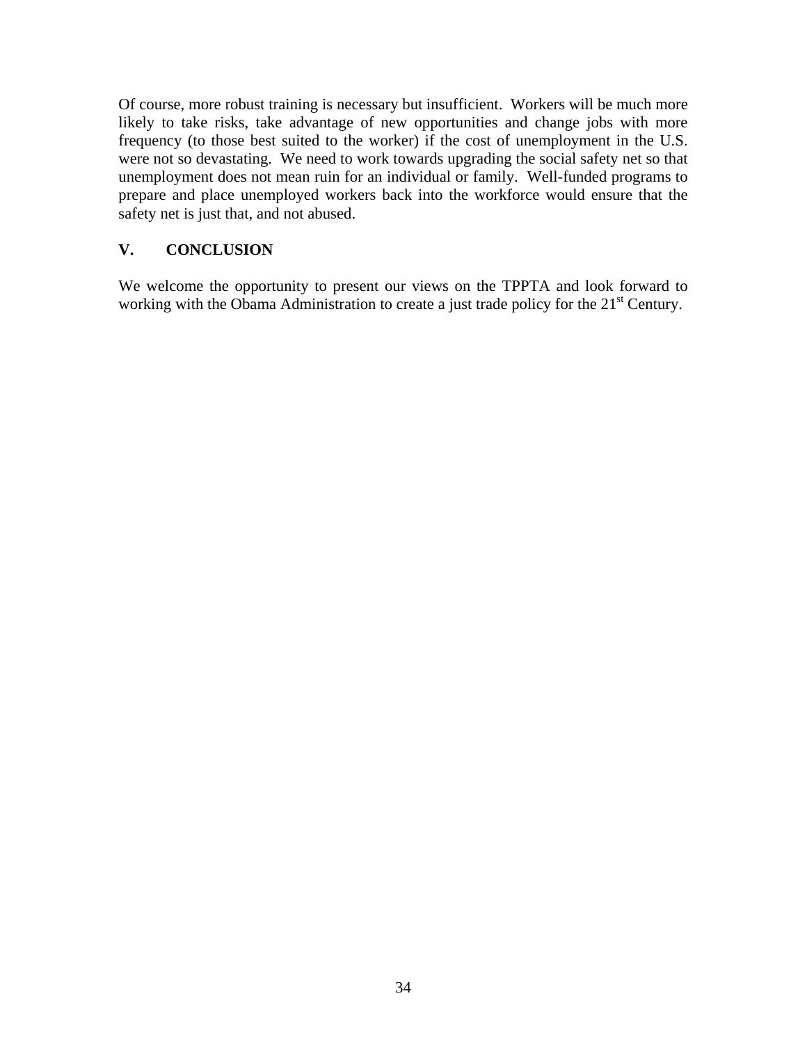Of course, more robust training is necessary but insufficient. Workers will be much more likely to take risks, take advantage of new opportunities and change jobs with more frequency (to those best suited to the worker) if the cost of unemployment in the U.S. were not so devastating. We need to work towards upgrading the social safety net so that unemployment does not mean ruin for an individual or family. Well-funded programs to prepare and place unemployed workers back into the workforce would ensure that the safety net is just that, and not abused.

## V. CONCLUSION

We welcome the opportunity to present our views on the TPPTA and look forward to working with the Obama Administration to create a just trade policy for the 21st Century.